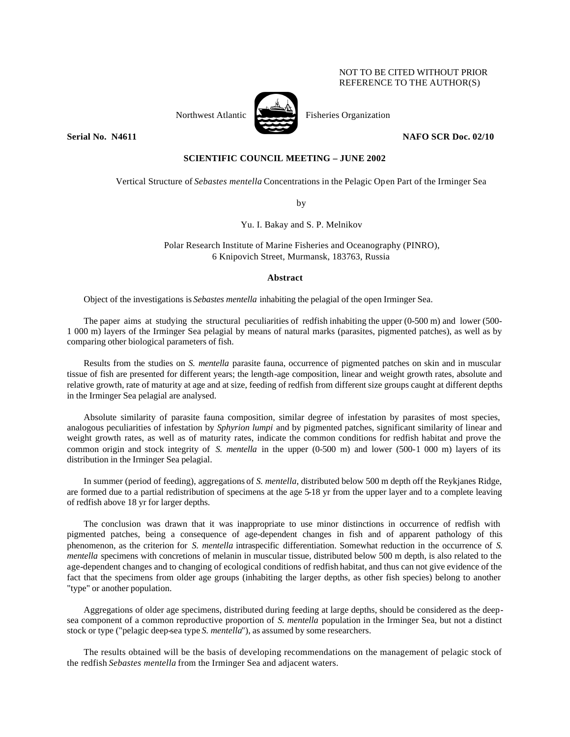NOT TO BE CITED WITHOUT PRIOR REFERENCE TO THE AUTHOR(S)

Northwest Atlantic Fisheries Organization

**Serial No. N4611** **NAFO SCR Doc. 02/10**

**SCIENTIFIC COUNCIL MEETING – JUNE 2002**

Vertical Structure of *Sebastes mentella* Concentrations in the Pelagic Open Part of the Irminger Sea

by

Yu. I. Bakay and S. P. Melnikov

Polar Research Institute of Marine Fisheries and Oceanography (PINRO),
6 Knipovich Street, Murmansk, 183763, Russia

## Abstract

Object of the investigations is *Sebastes mentella* inhabiting the pelagial of the open Irminger Sea.

The paper aims at studying the structural peculiarities of redfish inhabiting the upper (0-500 m) and lower (500-1 000 m) layers of the Irminger Sea pelagial by means of natural marks (parasites, pigmented patches), as well as by comparing other biological parameters of fish.

Results from the studies on *S. mentella* parasite fauna, occurrence of pigmented patches on skin and in muscular tissue of fish are presented for different years; the length-age composition, linear and weight growth rates, absolute and relative growth, rate of maturity at age and at size, feeding of redfish from different size groups caught at different depths in the Irminger Sea pelagial are analysed.

Absolute similarity of parasite fauna composition, similar degree of infestation by parasites of most species, analogous peculiarities of infestation by *Sphyrion lumpi* and by pigmented patches, significant similarity of linear and weight growth rates, as well as of maturity rates, indicate the common conditions for redfish habitat and prove the common origin and stock integrity of *S. mentella* in the upper (0-500 m) and lower (500-1 000 m) layers of its distribution in the Irminger Sea pelagial.

In summer (period of feeding), aggregations of *S. mentella*, distributed below 500 m depth off the Reykjanes Ridge, are formed due to a partial redistribution of specimens at the age 5-18 yr from the upper layer and to a complete leaving of redfish above 18 yr for larger depths.

The conclusion was drawn that it was inappropriate to use minor distinctions in occurrence of redfish with pigmented patches, being a consequence of age-dependent changes in fish and of apparent pathology of this phenomenon, as the criterion for *S. mentella* intraspecific differentiation. Somewhat reduction in the occurrence of *S. mentella* specimens with concretions of melanin in muscular tissue, distributed below 500 m depth, is also related to the age-dependent changes and to changing of ecological conditions of redfish habitat, and thus can not give evidence of the fact that the specimens from older age groups (inhabiting the larger depths, as other fish species) belong to another "type" or another population.

Aggregations of older age specimens, distributed during feeding at large depths, should be considered as the deep-sea component of a common reproductive proportion of *S. mentella* population in the Irminger Sea, but not a distinct stock or type ("pelagic deep-sea type *S. mentella*"), as assumed by some researchers.

The results obtained will be the basis of developing recommendations on the management of pelagic stock of the redfish *Sebastes mentella* from the Irminger Sea and adjacent waters.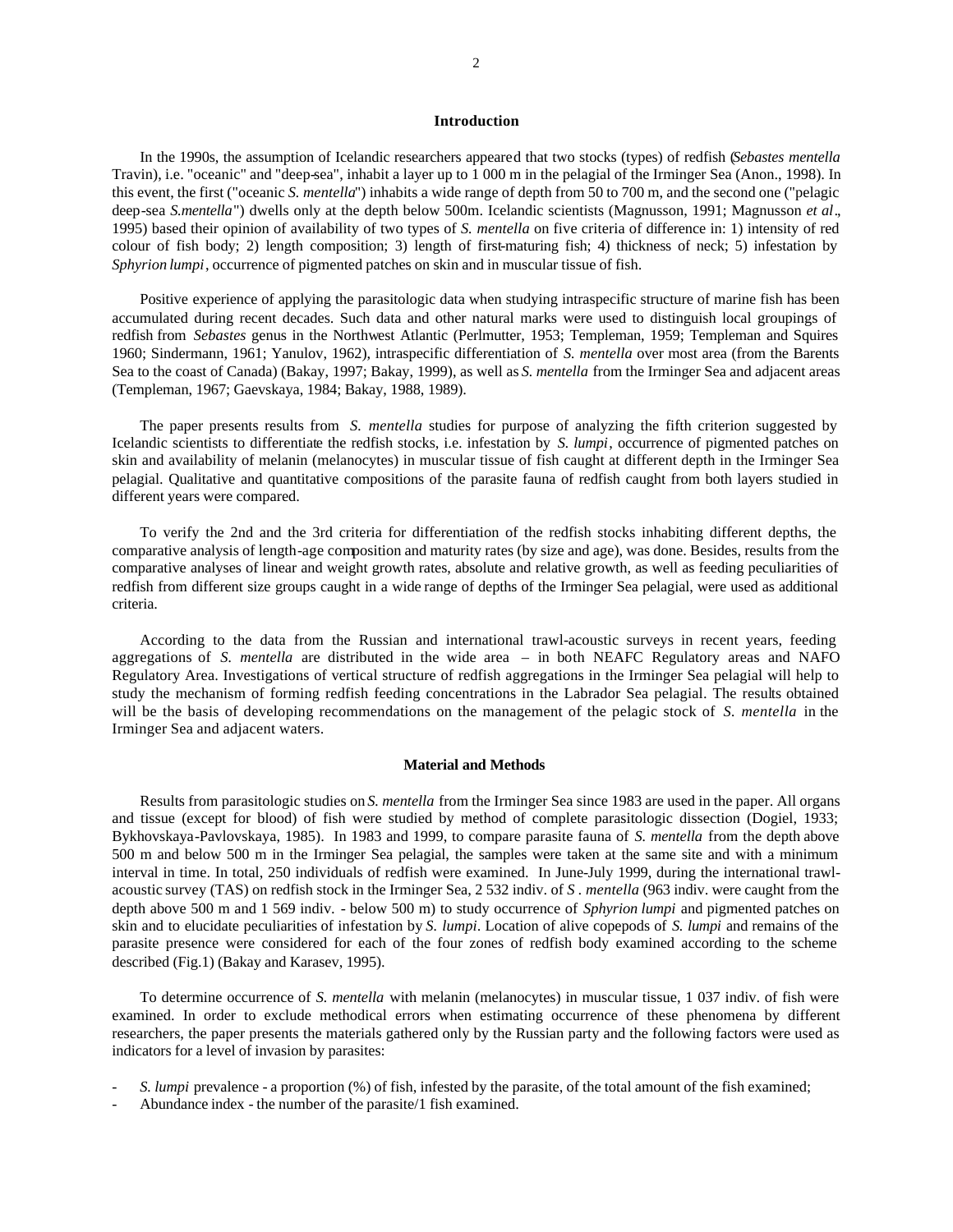## Introduction

In the 1990s, the assumption of Icelandic researchers appeared that two stocks (types) of redfish (*Sebastes mentella* Travin), i.e. "oceanic" and "deep-sea", inhabit a layer up to 1 000 m in the pelagial of the Irminger Sea (Anon., 1998). In this event, the first ("oceanic *S. mentella*") inhabits a wide range of depth from 50 to 700 m, and the second one ("pelagic deep-sea *S.mentella*") dwells only at the depth below 500m. Icelandic scientists (Magnusson, 1991; Magnusson *et al*., 1995) based their opinion of availability of two types of *S. mentella* on five criteria of difference in: 1) intensity of red colour of fish body; 2) length composition; 3) length of first-maturing fish; 4) thickness of neck; 5) infestation by *Sphyrion lumpi*, occurrence of pigmented patches on skin and in muscular tissue of fish.

Positive experience of applying the parasitologic data when studying intraspecific structure of marine fish has been accumulated during recent decades. Such data and other natural marks were used to distinguish local groupings of redfish from *Sebastes* genus in the Northwest Atlantic (Perlmutter, 1953; Templeman, 1959; Templeman and Squires 1960; Sindermann, 1961; Yanulov, 1962), intraspecific differentiation of *S. mentella* over most area (from the Barents Sea to the coast of Canada) (Bakay, 1997; Bakay, 1999), as well as *S. mentella* from the Irminger Sea and adjacent areas (Templeman, 1967; Gaevskaya, 1984; Bakay, 1988, 1989).

The paper presents results from *S. mentella* studies for purpose of analyzing the fifth criterion suggested by Icelandic scientists to differentiate the redfish stocks, i.e. infestation by *S. lumpi*, occurrence of pigmented patches on skin and availability of melanin (melanocytes) in muscular tissue of fish caught at different depth in the Irminger Sea pelagial. Qualitative and quantitative compositions of the parasite fauna of redfish caught from both layers studied in different years were compared.

To verify the 2nd and the 3rd criteria for differentiation of the redfish stocks inhabiting different depths, the comparative analysis of length-age composition and maturity rates (by size and age), was done. Besides, results from the comparative analyses of linear and weight growth rates, absolute and relative growth, as well as feeding peculiarities of redfish from different size groups caught in a wide range of depths of the Irminger Sea pelagial, were used as additional criteria.

According to the data from the Russian and international trawl-acoustic surveys in recent years, feeding aggregations of *S. mentella* are distributed in the wide area – in both NEAFC Regulatory areas and NAFO Regulatory Area. Investigations of vertical structure of redfish aggregations in the Irminger Sea pelagial will help to study the mechanism of forming redfish feeding concentrations in the Labrador Sea pelagial. The results obtained will be the basis of developing recommendations on the management of the pelagic stock of *S. mentella* in the Irminger Sea and adjacent waters.

## Material and Methods

Results from parasitologic studies on *S. mentella* from the Irminger Sea since 1983 are used in the paper. All organs and tissue (except for blood) of fish were studied by method of complete parasitologic dissection (Dogiel, 1933; Bykhovskaya-Pavlovskaya, 1985). In 1983 and 1999, to compare parasite fauna of *S. mentella* from the depth above 500 m and below 500 m in the Irminger Sea pelagial, the samples were taken at the same site and with a minimum interval in time. In total, 250 individuals of redfish were examined. In June-July 1999, during the international trawl-acoustic survey (TAS) on redfish stock in the Irminger Sea, 2 532 indiv. of *S . mentella* (963 indiv. were caught from the depth above 500 m and 1 569 indiv. - below 500 m) to study occurrence of *Sphyrion lumpi* and pigmented patches on skin and to elucidate peculiarities of infestation by *S. lumpi*. Location of alive copepods of *S. lumpi* and remains of the parasite presence were considered for each of the four zones of redfish body examined according to the scheme described (Fig.1) (Bakay and Karasev, 1995).

To determine occurrence of *S. mentella* with melanin (melanocytes) in muscular tissue, 1 037 indiv. of fish were examined. In order to exclude methodical errors when estimating occurrence of these phenomena by different researchers, the paper presents the materials gathered only by the Russian party and the following factors were used as indicators for a level of invasion by parasites:

- *S. lumpi* prevalence - a proportion (%) of fish, infested by the parasite, of the total amount of the fish examined;
- Abundance index - the number of the parasite/1 fish examined.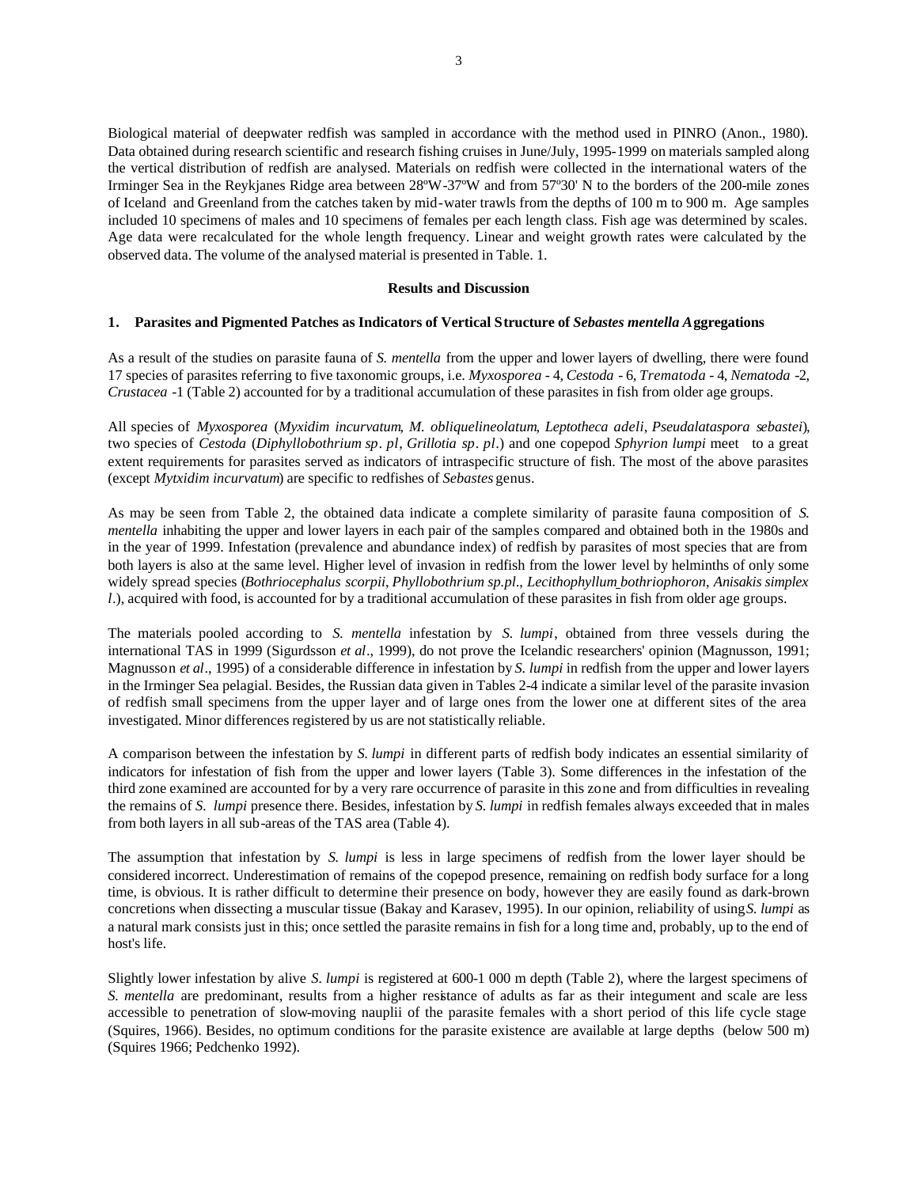Biological material of deepwater redfish was sampled in accordance with the method used in PINRO (Anon., 1980). Data obtained during research scientific and research fishing cruises in June/July, 1995-1999 on materials sampled along the vertical distribution of redfish are analysed. Materials on redfish were collected in the international waters of the Irminger Sea in the Reykjanes Ridge area between 28ºW-37ºW and from 57º30' N to the borders of the 200-mile zones of Iceland and Greenland from the catches taken by mid-water trawls from the depths of 100 m to 900 m. Age samples included 10 specimens of males and 10 specimens of females per each length class. Fish age was determined by scales. Age data were recalculated for the whole length frequency. Linear and weight growth rates were calculated by the observed data. The volume of the analysed material is presented in Table. 1.

## Results and Discussion

### 1. Parasites and Pigmented Patches as Indicators of Vertical Structure of *Sebastes mentella* Aggregations

As a result of the studies on parasite fauna of *S. mentella* from the upper and lower layers of dwelling, there were found 17 species of parasites referring to five taxonomic groups, i.e. *Myxosporea* - 4, *Cestoda* - 6, *Trematoda* - 4, *Nematoda* -2, *Crustacea* -1 (Table 2) accounted for by a traditional accumulation of these parasites in fish from older age groups.

All species of *Myxosporea* (*Myxidim incurvatum*, *M. obliquelineolatum*, *Leptotheca adeli*, *Pseudalataspora sebastei*), two species of *Cestoda* (*Diphyllobothrium sp. pl*, *Grillotia sp. pl*.) and one copepod *Sphyrion lumpi* meet to a great extent requirements for parasites served as indicators of intraspecific structure of fish. The most of the above parasites (except *Mytxidim incurvatum*) are specific to redfishes of *Sebastes* genus.

As may be seen from Table 2, the obtained data indicate a complete similarity of parasite fauna composition of *S. mentella* inhabiting the upper and lower layers in each pair of the samples compared and obtained both in the 1980s and in the year of 1999. Infestation (prevalence and abundance index) of redfish by parasites of most species that are from both layers is also at the same level. Higher level of invasion in redfish from the lower level by helminths of only some widely spread species (*Bothriocephalus scorpii*, *Phyllobothrium sp.pl*., *Lecithophyllum bothriophoron*, *Anisakis simplex l*.), acquired with food, is accounted for by a traditional accumulation of these parasites in fish from older age groups.

The materials pooled according to *S. mentella* infestation by *S. lumpi*, obtained from three vessels during the international TAS in 1999 (Sigurdsson *et al*., 1999), do not prove the Icelandic researchers' opinion (Magnusson, 1991; Magnusson *et al*., 1995) of a considerable difference in infestation by *S. lumpi* in redfish from the upper and lower layers in the Irminger Sea pelagial. Besides, the Russian data given in Tables 2-4 indicate a similar level of the parasite invasion of redfish small specimens from the upper layer and of large ones from the lower one at different sites of the area investigated. Minor differences registered by us are not statistically reliable.

A comparison between the infestation by *S. lumpi* in different parts of redfish body indicates an essential similarity of indicators for infestation of fish from the upper and lower layers (Table 3). Some differences in the infestation of the third zone examined are accounted for by a very rare occurrence of parasite in this zone and from difficulties in revealing the remains of *S. lumpi* presence there. Besides, infestation by *S. lumpi* in redfish females always exceeded that in males from both layers in all sub-areas of the TAS area (Table 4).

The assumption that infestation by *S. lumpi* is less in large specimens of redfish from the lower layer should be considered incorrect. Underestimation of remains of the copepod presence, remaining on redfish body surface for a long time, is obvious. It is rather difficult to determine their presence on body, however they are easily found as dark-brown concretions when dissecting a muscular tissue (Bakay and Karasev, 1995). In our opinion, reliability of using *S. lumpi* as a natural mark consists just in this; once settled the parasite remains in fish for a long time and, probably, up to the end of host's life.

Slightly lower infestation by alive *S. lumpi* is registered at 600-1 000 m depth (Table 2), where the largest specimens of *S. mentella* are predominant, results from a higher resistance of adults as far as their integument and scale are less accessible to penetration of slow-moving nauplii of the parasite females with a short period of this life cycle stage (Squires, 1966). Besides, no optimum conditions for the parasite existence are available at large depths (below 500 m) (Squires 1966; Pedchenko 1992).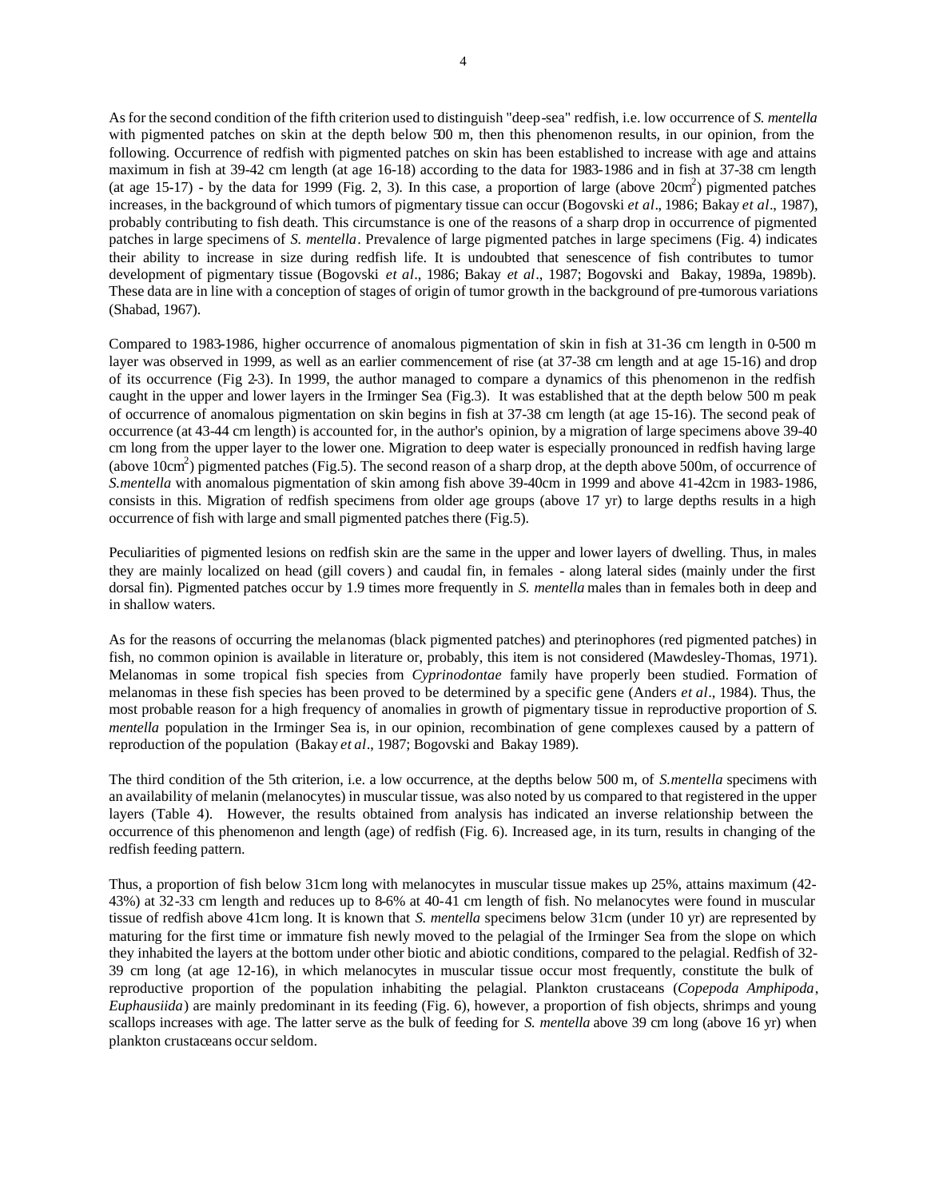As for the second condition of the fifth criterion used to distinguish "deep-sea" redfish, i.e. low occurrence of *S. mentella* with pigmented patches on skin at the depth below 500 m, then this phenomenon results, in our opinion, from the following. Occurrence of redfish with pigmented patches on skin has been established to increase with age and attains maximum in fish at 39-42 cm length (at age 16-18) according to the data for 1983-1986 and in fish at 37-38 cm length (at age 15-17) - by the data for 1999 (Fig. 2, 3). In this case, a proportion of large (above 20cm$^2$) pigmented patches increases, in the background of which tumors of pigmentary tissue can occur (Bogovski *et al*., 1986; Bakay *et al*., 1987), probably contributing to fish death. This circumstance is one of the reasons of a sharp drop in occurrence of pigmented patches in large specimens of *S. mentella*. Prevalence of large pigmented patches in large specimens (Fig. 4) indicates their ability to increase in size during redfish life. It is undoubted that senescence of fish contributes to tumor development of pigmentary tissue (Bogovski *et al*., 1986; Bakay *et al*., 1987; Bogovski and Bakay, 1989a, 1989b). These data are in line with a conception of stages of origin of tumor growth in the background of pre-tumorous variations (Shabad, 1967).

Compared to 1983-1986, higher occurrence of anomalous pigmentation of skin in fish at 31-36 cm length in 0-500 m layer was observed in 1999, as well as an earlier commencement of rise (at 37-38 cm length and at age 15-16) and drop of its occurrence (Fig 2-3). In 1999, the author managed to compare a dynamics of this phenomenon in the redfish caught in the upper and lower layers in the Irminger Sea (Fig.3). It was established that at the depth below 500 m peak of occurrence of anomalous pigmentation on skin begins in fish at 37-38 cm length (at age 15-16). The second peak of occurrence (at 43-44 cm length) is accounted for, in the author's opinion, by a migration of large specimens above 39-40 cm long from the upper layer to the lower one. Migration to deep water is especially pronounced in redfish having large (above 10cm$^2$) pigmented patches (Fig.5). The second reason of a sharp drop, at the depth above 500m, of occurrence of *S.mentella* with anomalous pigmentation of skin among fish above 39-40cm in 1999 and above 41-42cm in 1983-1986, consists in this. Migration of redfish specimens from older age groups (above 17 yr) to large depths results in a high occurrence of fish with large and small pigmented patches there (Fig.5).

Peculiarities of pigmented lesions on redfish skin are the same in the upper and lower layers of dwelling. Thus, in males they are mainly localized on head (gill covers) and caudal fin, in females - along lateral sides (mainly under the first dorsal fin). Pigmented patches occur by 1.9 times more frequently in *S. mentella* males than in females both in deep and in shallow waters.

As for the reasons of occurring the melanomas (black pigmented patches) and pterinophores (red pigmented patches) in fish, no common opinion is available in literature or, probably, this item is not considered (Mawdesley-Thomas, 1971). Melanomas in some tropical fish species from *Cyprinodontae* family have properly been studied. Formation of melanomas in these fish species has been proved to be determined by a specific gene (Anders *et al*., 1984). Thus, the most probable reason for a high frequency of anomalies in growth of pigmentary tissue in reproductive proportion of *S. mentella* population in the Irminger Sea is, in our opinion, recombination of gene complexes caused by a pattern of reproduction of the population (Bakay *et al*., 1987; Bogovski and Bakay 1989).

The third condition of the 5th criterion, i.e. a low occurrence, at the depths below 500 m, of *S.mentella* specimens with an availability of melanin (melanocytes) in muscular tissue, was also noted by us compared to that registered in the upper layers (Table 4). However, the results obtained from analysis has indicated an inverse relationship between the occurrence of this phenomenon and length (age) of redfish (Fig. 6). Increased age, in its turn, results in changing of the redfish feeding pattern.

Thus, a proportion of fish below 31cm long with melanocytes in muscular tissue makes up 25%, attains maximum (42-43%) at 32-33 cm length and reduces up to 8-6% at 40-41 cm length of fish. No melanocytes were found in muscular tissue of redfish above 41cm long. It is known that *S. mentella* specimens below 31cm (under 10 yr) are represented by maturing for the first time or immature fish newly moved to the pelagial of the Irminger Sea from the slope on which they inhabited the layers at the bottom under other biotic and abiotic conditions, compared to the pelagial. Redfish of 32-39 cm long (at age 12-16), in which melanocytes in muscular tissue occur most frequently, constitute the bulk of reproductive proportion of the population inhabiting the pelagial. Plankton crustaceans (*Copepoda Amphipoda*, *Euphausiida*) are mainly predominant in its feeding (Fig. 6), however, a proportion of fish objects, shrimps and young scallops increases with age. The latter serve as the bulk of feeding for *S. mentella* above 39 cm long (above 16 yr) when plankton crustaceans occur seldom.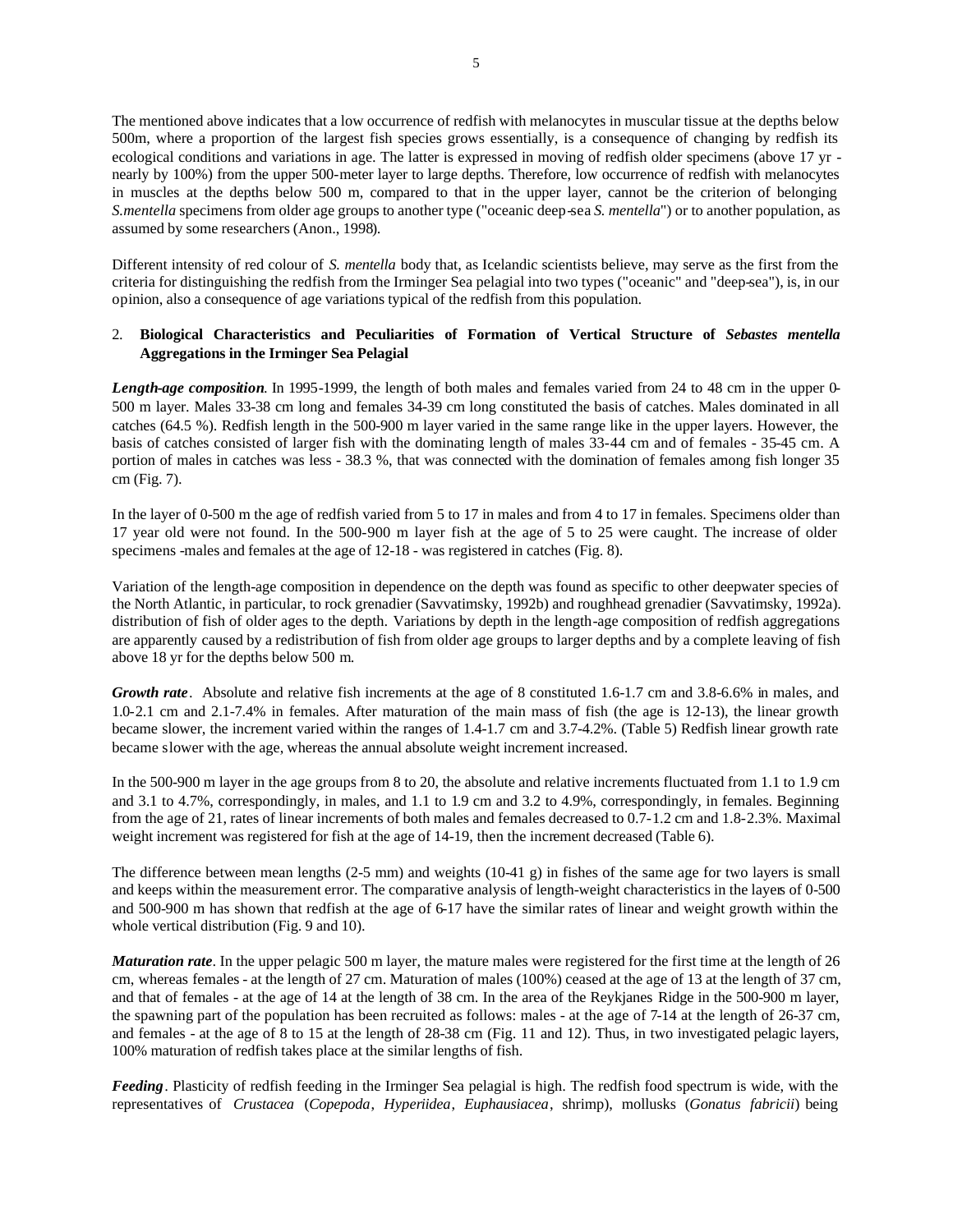The mentioned above indicates that a low occurrence of redfish with melanocytes in muscular tissue at the depths below 500m, where a proportion of the largest fish species grows essentially, is a consequence of changing by redfish its ecological conditions and variations in age. The latter is expressed in moving of redfish older specimens (above 17 yr - nearly by 100%) from the upper 500-meter layer to large depths. Therefore, low occurrence of redfish with melanocytes in muscles at the depths below 500 m, compared to that in the upper layer, cannot be the criterion of belonging *S.mentella* specimens from older age groups to another type ("oceanic deep-sea *S. mentella*") or to another population, as assumed by some researchers (Anon., 1998).

Different intensity of red colour of *S. mentella* body that, as Icelandic scientists believe, may serve as the first from the criteria for distinguishing the redfish from the Irminger Sea pelagial into two types ("oceanic" and "deep-sea"), is, in our opinion, also a consequence of age variations typical of the redfish from this population.

## 2. Biological Characteristics and Peculiarities of Formation of Vertical Structure of *Sebastes mentella* Aggregations in the Irminger Sea Pelagial

***Length-age composition***. In 1995-1999, the length of both males and females varied from 24 to 48 cm in the upper 0-500 m layer. Males 33-38 cm long and females 34-39 cm long constituted the basis of catches. Males dominated in all catches (64.5 %). Redfish length in the 500-900 m layer varied in the same range like in the upper layers. However, the basis of catches consisted of larger fish with the dominating length of males 33-44 cm and of females - 35-45 cm. A portion of males in catches was less - 38.3 %, that was connected with the domination of females among fish longer 35 cm (Fig. 7).

In the layer of 0-500 m the age of redfish varied from 5 to 17 in males and from 4 to 17 in females. Specimens older than 17 year old were not found. In the 500-900 m layer fish at the age of 5 to 25 were caught. The increase of older specimens -males and females at the age of 12-18 - was registered in catches (Fig. 8).

Variation of the length-age composition in dependence on the depth was found as specific to other deepwater species of the North Atlantic, in particular, to rock grenadier (Savvatimsky, 1992b) and roughhead grenadier (Savvatimsky, 1992a). distribution of fish of older ages to the depth. Variations by depth in the length-age composition of redfish aggregations are apparently caused by a redistribution of fish from older age groups to larger depths and by a complete leaving of fish above 18 yr for the depths below 500 m.

***Growth rate***. Absolute and relative fish increments at the age of 8 constituted 1.6-1.7 cm and 3.8-6.6% in males, and 1.0-2.1 cm and 2.1-7.4% in females. After maturation of the main mass of fish (the age is 12-13), the linear growth became slower, the increment varied within the ranges of 1.4-1.7 cm and 3.7-4.2%. (Table 5) Redfish linear growth rate became slower with the age, whereas the annual absolute weight increment increased.

In the 500-900 m layer in the age groups from 8 to 20, the absolute and relative increments fluctuated from 1.1 to 1.9 cm and 3.1 to 4.7%, correspondingly, in males, and 1.1 to 1.9 cm and 3.2 to 4.9%, correspondingly, in females. Beginning from the age of 21, rates of linear increments of both males and females decreased to 0.7-1.2 cm and 1.8-2.3%. Maximal weight increment was registered for fish at the age of 14-19, then the increment decreased (Table 6).

The difference between mean lengths (2-5 mm) and weights (10-41 g) in fishes of the same age for two layers is small and keeps within the measurement error. The comparative analysis of length-weight characteristics in the layers of 0-500 and 500-900 m has shown that redfish at the age of 6-17 have the similar rates of linear and weight growth within the whole vertical distribution (Fig. 9 and 10).

***Maturation rate***. In the upper pelagic 500 m layer, the mature males were registered for the first time at the length of 26 cm, whereas females - at the length of 27 cm. Maturation of males (100%) ceased at the age of 13 at the length of 37 cm, and that of females - at the age of 14 at the length of 38 cm. In the area of the Reykjanes Ridge in the 500-900 m layer, the spawning part of the population has been recruited as follows: males - at the age of 7-14 at the length of 26-37 cm, and females - at the age of 8 to 15 at the length of 28-38 cm (Fig. 11 and 12). Thus, in two investigated pelagic layers, 100% maturation of redfish takes place at the similar lengths of fish.

***Feeding***. Plasticity of redfish feeding in the Irminger Sea pelagial is high. The redfish food spectrum is wide, with the representatives of *Crustacea* (*Copepoda*, *Hyperiidea*, *Euphausiacea*, shrimp), mollusks (*Gonatus fabricii*) being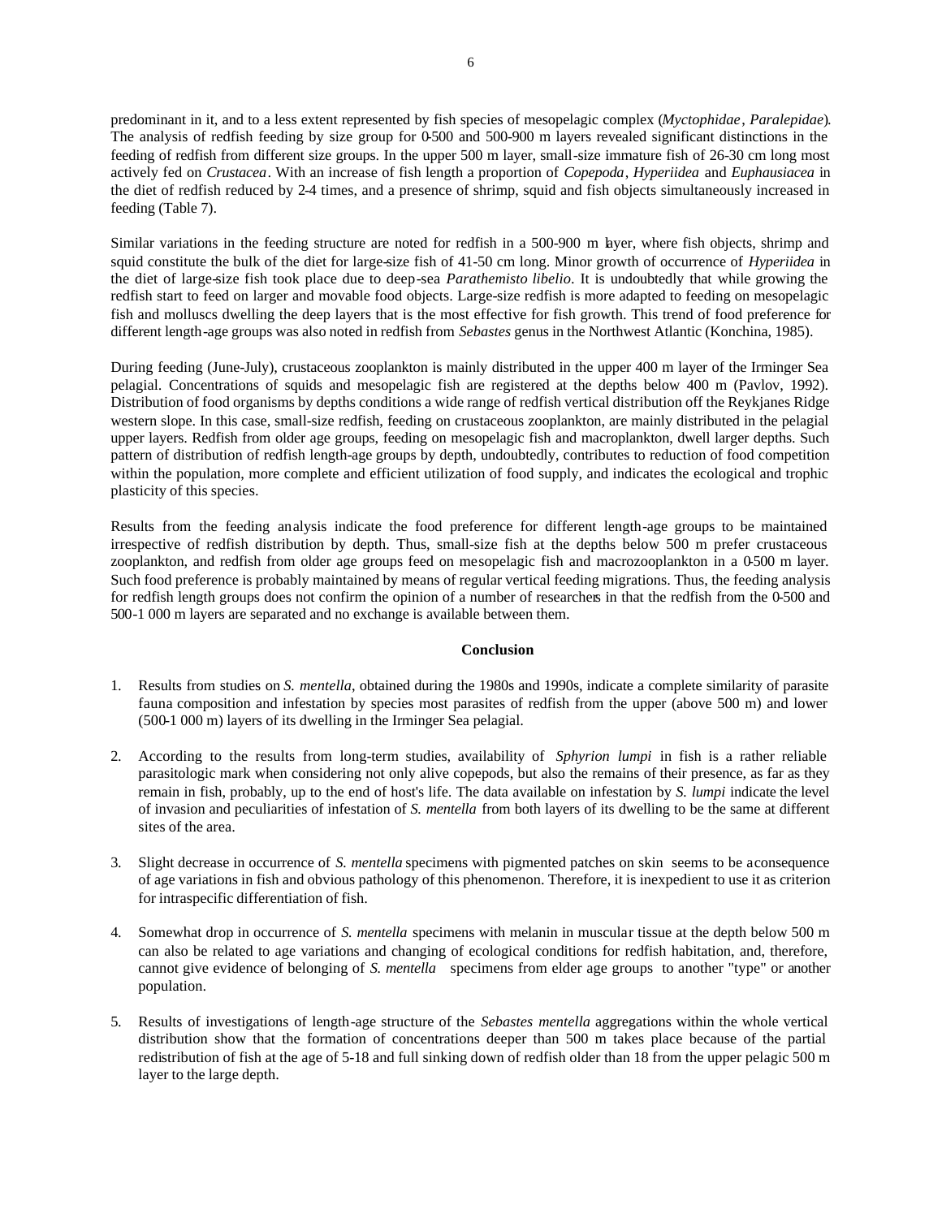predominant in it, and to a less extent represented by fish species of mesopelagic complex (*Myctophidae*, *Paralepidae*). The analysis of redfish feeding by size group for 0-500 and 500-900 m layers revealed significant distinctions in the feeding of redfish from different size groups. In the upper 500 m layer, small-size immature fish of 26-30 cm long most actively fed on *Crustacea*. With an increase of fish length a proportion of *Copepoda*, *Hyperiidea* and *Euphausiacea* in the diet of redfish reduced by 2-4 times, and a presence of shrimp, squid and fish objects simultaneously increased in feeding (Table 7).

Similar variations in the feeding structure are noted for redfish in a 500-900 m layer, where fish objects, shrimp and squid constitute the bulk of the diet for large-size fish of 41-50 cm long. Minor growth of occurrence of *Hyperiidea* in the diet of large-size fish took place due to deep-sea *Parathemisto libelio*. It is undoubtedly that while growing the redfish start to feed on larger and movable food objects. Large-size redfish is more adapted to feeding on mesopelagic fish and molluscs dwelling the deep layers that is the most effective for fish growth. This trend of food preference for different length-age groups was also noted in redfish from *Sebastes* genus in the Northwest Atlantic (Konchina, 1985).

During feeding (June-July), crustaceous zooplankton is mainly distributed in the upper 400 m layer of the Irminger Sea pelagial. Concentrations of squids and mesopelagic fish are registered at the depths below 400 m (Pavlov, 1992). Distribution of food organisms by depths conditions a wide range of redfish vertical distribution off the Reykjanes Ridge western slope. In this case, small-size redfish, feeding on crustaceous zooplankton, are mainly distributed in the pelagial upper layers. Redfish from older age groups, feeding on mesopelagic fish and macroplankton, dwell larger depths. Such pattern of distribution of redfish length-age groups by depth, undoubtedly, contributes to reduction of food competition within the population, more complete and efficient utilization of food supply, and indicates the ecological and trophic plasticity of this species.

Results from the feeding analysis indicate the food preference for different length-age groups to be maintained irrespective of redfish distribution by depth. Thus, small-size fish at the depths below 500 m prefer crustaceous zooplankton, and redfish from older age groups feed on mesopelagic fish and macrozooplankton in a 0-500 m layer. Such food preference is probably maintained by means of regular vertical feeding migrations. Thus, the feeding analysis for redfish length groups does not confirm the opinion of a number of researchers in that the redfish from the 0-500 and 500-1 000 m layers are separated and no exchange is available between them.

## Conclusion

1. Results from studies on *S. mentella*, obtained during the 1980s and 1990s, indicate a complete similarity of parasite fauna composition and infestation by species most parasites of redfish from the upper (above 500 m) and lower (500-1 000 m) layers of its dwelling in the Irminger Sea pelagial.

2. According to the results from long-term studies, availability of *Sphyrion lumpi* in fish is a rather reliable parasitologic mark when considering not only alive copepods, but also the remains of their presence, as far as they remain in fish, probably, up to the end of host's life. The data available on infestation by *S. lumpi* indicate the level of invasion and peculiarities of infestation of *S. mentella* from both layers of its dwelling to be the same at different sites of the area.

3. Slight decrease in occurrence of *S. mentella* specimens with pigmented patches on skin seems to be a consequence of age variations in fish and obvious pathology of this phenomenon. Therefore, it is inexpedient to use it as criterion for intraspecific differentiation of fish.

4. Somewhat drop in occurrence of *S. mentella* specimens with melanin in muscular tissue at the depth below 500 m can also be related to age variations and changing of ecological conditions for redfish habitation, and, therefore, cannot give evidence of belonging of *S. mentella* specimens from elder age groups to another "type" or another population.

5. Results of investigations of length-age structure of the *Sebastes mentella* aggregations within the whole vertical distribution show that the formation of concentrations deeper than 500 m takes place because of the partial redistribution of fish at the age of 5-18 and full sinking down of redfish older than 18 from the upper pelagic 500 m layer to the large depth.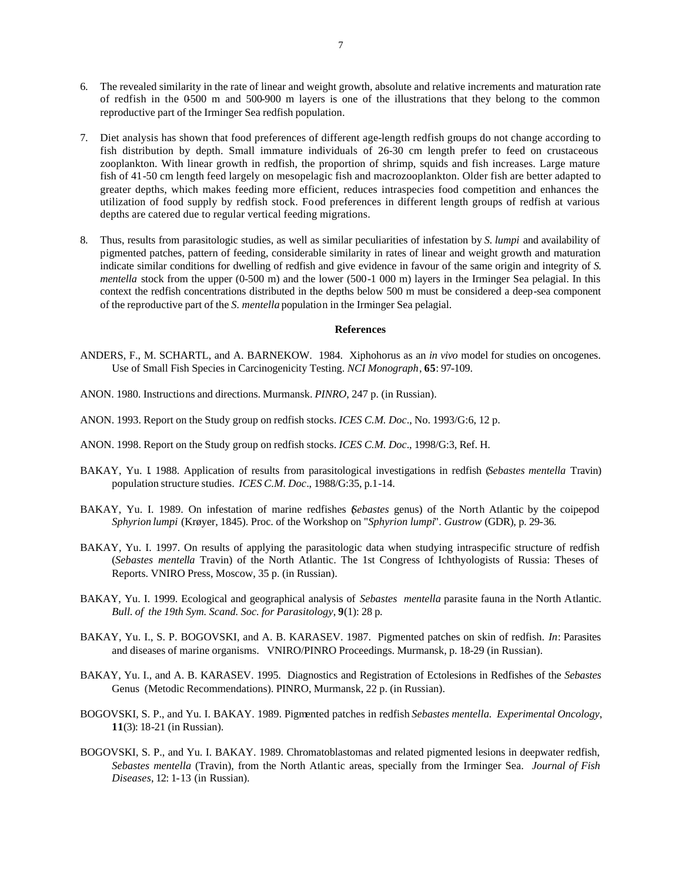6. The revealed similarity in the rate of linear and weight growth, absolute and relative increments and maturation rate of redfish in the 0-500 m and 500-900 m layers is one of the illustrations that they belong to the common reproductive part of the Irminger Sea redfish population.

7. Diet analysis has shown that food preferences of different age-length redfish groups do not change according to fish distribution by depth. Small immature individuals of 26-30 cm length prefer to feed on crustaceous zooplankton. With linear growth in redfish, the proportion of shrimp, squids and fish increases. Large mature fish of 41-50 cm length feed largely on mesopelagic fish and macrozooplankton. Older fish are better adapted to greater depths, which makes feeding more efficient, reduces intraspecies food competition and enhances the utilization of food supply by redfish stock. Food preferences in different length groups of redfish at various depths are catered due to regular vertical feeding migrations.

8. Thus, results from parasitologic studies, as well as similar peculiarities of infestation by *S. lumpi* and availability of pigmented patches, pattern of feeding, considerable similarity in rates of linear and weight growth and maturation indicate similar conditions for dwelling of redfish and give evidence in favour of the same origin and integrity of *S. mentella* stock from the upper (0-500 m) and the lower (500-1 000 m) layers in the Irminger Sea pelagial. In this context the redfish concentrations distributed in the depths below 500 m must be considered a deep-sea component of the reproductive part of the *S. mentella* population in the Irminger Sea pelagial.

## References

ANDERS, F., M. SCHARTL, and A. BARNEKOW. 1984. Xiphohorus as an *in vivo* model for studies on oncogenes. Use of Small Fish Species in Carcinogenicity Testing. *NCI Monograph*, **65**: 97-109.

ANON. 1980. Instructions and directions. Murmansk. *PINRO*, 247 p. (in Russian).

ANON. 1993. Report on the Study group on redfish stocks. *ICES C.M. Doc*., No. 1993/G:6, 12 p.

ANON. 1998. Report on the Study group on redfish stocks. *ICES C.M. Doc*., 1998/G:3, Ref. H.

BAKAY, Yu. I. 1988. Application of results from parasitological investigations in redfish (*Sebastes mentella* Travin) population structure studies. *ICES C.M. Doc*., 1988/G:35, p.1-14.

BAKAY, Yu. I. 1989. On infestation of marine redfishes (*Sebastes* genus) of the North Atlantic by the coipepod *Sphyrion lumpi* (Krøyer, 1845). Proc. of the Workshop on "*Sphyrion lumpi*". *Gustrow* (GDR), p. 29-36.

BAKAY, Yu. I. 1997. On results of applying the parasitologic data when studying intraspecific structure of redfish (*Sebastes mentella* Travin) of the North Atlantic. The 1st Congress of Ichthyologists of Russia: Theses of Reports. VNIRO Press, Moscow, 35 p. (in Russian).

BAKAY, Yu. I. 1999. Ecological and geographical analysis of *Sebastes mentella* parasite fauna in the North Atlantic. *Bull. of the 19th Sym. Scand. Soc. for Parasitology*, **9**(1): 28 p.

BAKAY, Yu. I., S. P. BOGOVSKI, and A. B. KARASEV. 1987. Pigmented patches on skin of redfish. *In*: Parasites and diseases of marine organisms. VNIRO/PINRO Proceedings. Murmansk, p. 18-29 (in Russian).

BAKAY, Yu. I., and A. B. KARASEV. 1995. Diagnostics and Registration of Ectolesions in Redfishes of the *Sebastes* Genus (Metodic Recommendations). PINRO, Murmansk, 22 p. (in Russian).

BOGOVSKI, S. P., and Yu. I. BAKAY. 1989. Pigmented patches in redfish *Sebastes mentella*. *Experimental Oncology*, **11**(3): 18-21 (in Russian).

BOGOVSKI, S. P., and Yu. I. BAKAY. 1989. Chromatoblastomas and related pigmented lesions in deepwater redfish, *Sebastes mentella* (Travin), from the North Atlantic areas, specially from the Irminger Sea. *Journal of Fish Diseases*, 12: 1-13 (in Russian).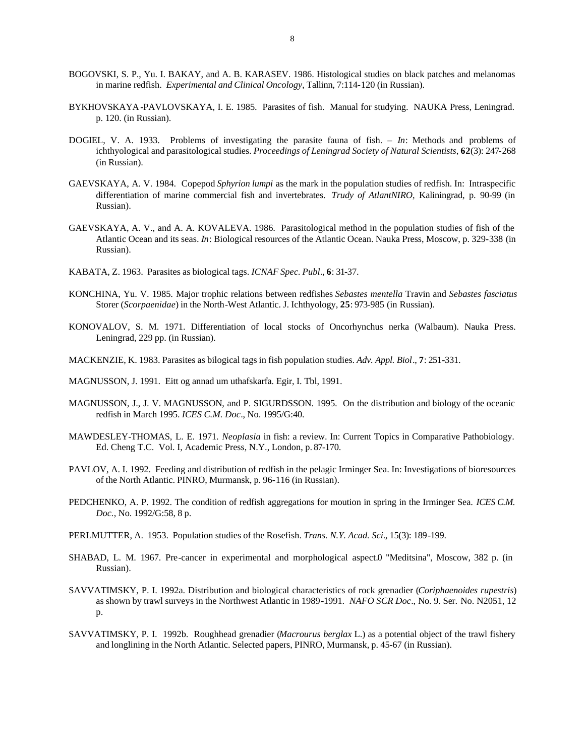BOGOVSKI, S. P., Yu. I. BAKAY, and A. B. KARASEV. 1986. Histological studies on black patches and melanomas in marine redfish. *Experimental and Clinical Oncology*, Tallinn, 7:114-120 (in Russian).

BYKHOVSKAYA-PAVLOVSKAYA, I. E. 1985. Parasites of fish. Manual for studying. NAUKA Press, Leningrad. p. 120. (in Russian).

DOGIEL, V. A. 1933. Problems of investigating the parasite fauna of fish. – *In*: Methods and problems of ichthyological and parasitological studies. *Proceedings of Leningrad Society of Natural Scientists*, **62**(3): 247-268 (in Russian).

GAEVSKAYA, A. V. 1984. Copepod *Sphyrion lumpi* as the mark in the population studies of redfish. In: Intraspecific differentiation of marine commercial fish and invertebrates. *Trudy of AtlantNIRO*, Kaliningrad, p. 90-99 (in Russian).

GAEVSKAYA, A. V., and A. A. KOVALEVA. 1986. Parasitological method in the population studies of fish of the Atlantic Ocean and its seas. *In*: Biological resources of the Atlantic Ocean. Nauka Press, Moscow, p. 329-338 (in Russian).

KABATA, Z. 1963. Parasites as biological tags. *ICNAF Spec. Publ*., **6**: 31-37.

KONCHINA, Yu. V. 1985. Major trophic relations between redfishes *Sebastes mentella* Travin and *Sebastes fasciatus* Storer (*Scorpaenidae*) in the North-West Atlantic. J. Ichthyology, **25**: 973-985 (in Russian).

KONOVALOV, S. M. 1971. Differentiation of local stocks of Oncorhynchus nerka (Walbaum). Nauka Press. Leningrad, 229 pp. (in Russian).

MACKENZIE, K. 1983. Parasites as bilogical tags in fish population studies. *Adv. Appl. Biol*., **7**: 251-331.

MAGNUSSON, J. 1991. Eitt og annad um uthafskarfa. Egir, I. Tbl, 1991.

MAGNUSSON, J., J. V. MAGNUSSON, and P. SIGURDSSON. 1995. On the distribution and biology of the oceanic redfish in March 1995. *ICES C.M. Doc*., No. 1995/G:40.

MAWDESLEY-THOMAS, L. E. 1971. *Neoplasia* in fish: a review. In: Current Topics in Comparative Pathobiology. Ed. Cheng T.C. Vol. I, Academic Press, N.Y., London, p. 87-170.

PAVLOV, A. I. 1992. Feeding and distribution of redfish in the pelagic Irminger Sea. In: Investigations of bioresources of the North Atlantic. PINRO, Murmansk, p. 96-116 (in Russian).

PEDCHENKO, A. P. 1992. The condition of redfish aggregations for moution in spring in the Irminger Sea. *ICES C.M. Doc.*, No. 1992/G:58, 8 p.

PERLMUTTER, A. 1953. Population studies of the Rosefish. *Trans. N.Y. Acad. Sci*., 15(3): 189-199.

SHABAD, L. M. 1967. Pre-cancer in experimental and morphological aspect.0 "Meditsina", Moscow, 382 p. (in Russian).

SAVVATIMSKY, P. I. 1992a. Distribution and biological characteristics of rock grenadier (*Coriphaenoides rupestris*) as shown by trawl surveys in the Northwest Atlantic in 1989-1991. *NAFO SCR Doc*., No. 9. Ser. No. N2051, 12 p.

SAVVATIMSKY, P. I. 1992b. Roughhead grenadier (*Macrourus berglax* L.) as a potential object of the trawl fishery and longlining in the North Atlantic. Selected papers, PINRO, Murmansk, p. 45-67 (in Russian).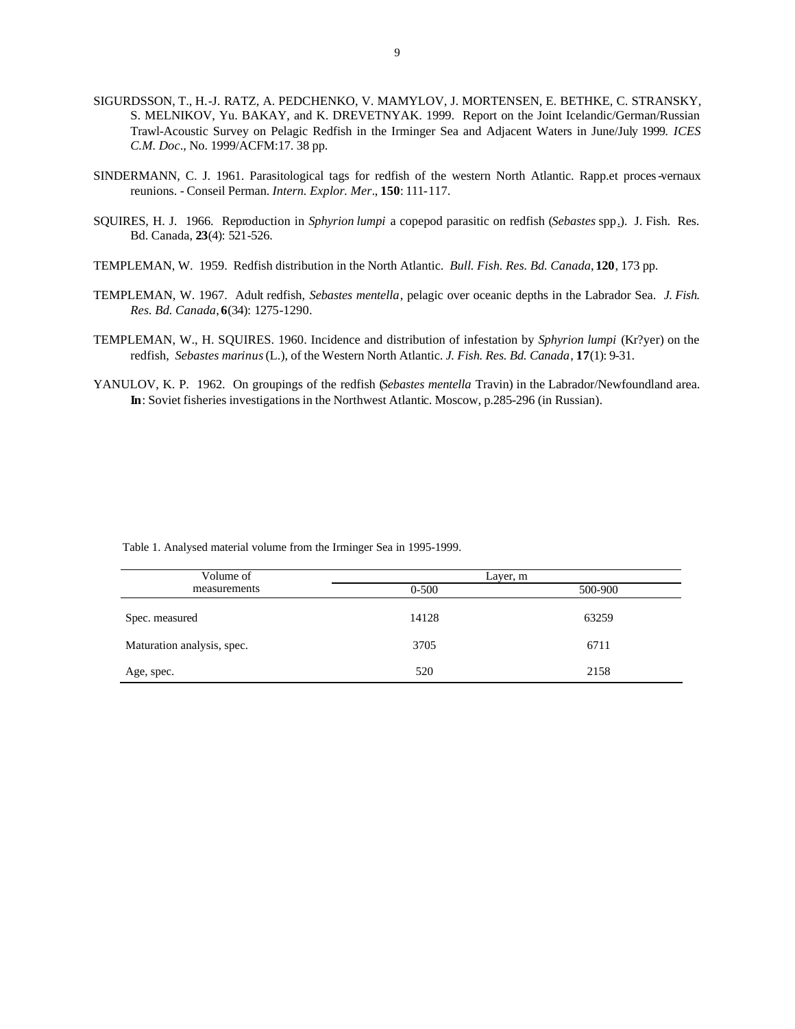SIGURDSSON, T., H.-J. RATZ, A. PEDCHENKO, V. MAMYLOV, J. MORTENSEN, E. BETHKE, C. STRANSKY, S. MELNIKOV, Yu. BAKAY, and K. DREVETNYAK. 1999. Report on the Joint Icelandic/German/Russian Trawl-Acoustic Survey on Pelagic Redfish in the Irminger Sea and Adjacent Waters in June/July 1999. *ICES C.M. Doc*., No. 1999/ACFM:17. 38 pp.

SINDERMANN, C. J. 1961. Parasitological tags for redfish of the western North Atlantic. Rapp.et proces-vernaux reunions. - Conseil Perman. *Intern. Explor. Mer*., **150**: 111-117.

SQUIRES, H. J. 1966. Reproduction in *Sphyrion lumpi* a copepod parasitic on redfish (*Sebastes* spp.). J. Fish. Res. Bd. Canada, **23**(4): 521-526.

TEMPLEMAN, W. 1959. Redfish distribution in the North Atlantic. *Bull. Fish. Res. Bd. Canada*, **120**, 173 pp.

TEMPLEMAN, W. 1967. Adult redfish, *Sebastes mentella*, pelagic over oceanic depths in the Labrador Sea. *J. Fish. Res. Bd. Canada*, **6**(34): 1275-1290.

TEMPLEMAN, W., H. SQUIRES. 1960. Incidence and distribution of infestation by *Sphyrion lumpi* (Kr?yer) on the redfish, *Sebastes marinus* (L.), of the Western North Atlantic. *J. Fish. Res. Bd. Canada*, **17**(1): 9-31.

YANULOV, K. P. 1962. On groupings of the redfish (*Sebastes mentella* Travin) in the Labrador/Newfoundland area. **In**: Soviet fisheries investigations in the Northwest Atlantic. Moscow, p.285-296 (in Russian).

Table 1. Analysed material volume from the Irminger Sea in 1995-1999.

| Volume of measurements | Layer, m | |
|---|---|---|
| | 0-500 | 500-900 |
| Spec. measured | 14128 | 63259 |
| Maturation analysis, spec. | 3705 | 6711 |
| Age, spec. | 520 | 2158 |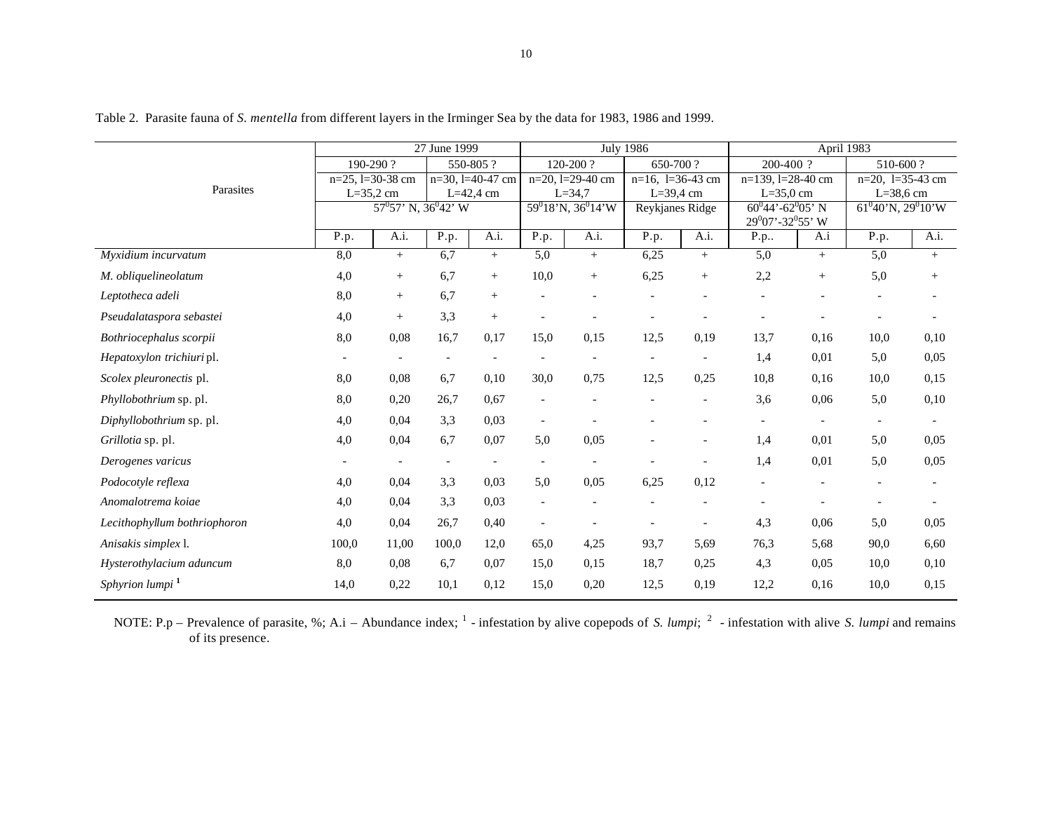Table 2. Parasite fauna of *S. mentella* from different layers in the Irminger Sea by the data for 1983, 1986 and 1999.

| Parasites | 27 June 1999 | | | | July 1986 | | | | April 1983 | | | |
|---|---|---|---|---|---|---|---|---|---|---|---|---|
| | 190-290 ? | | 550-805 ? | | 120-200 ? | | 650-700 ? | | 200-400 ? | | 510-600 ? | |
| | n=25, l=30-38 cm L=35,2 cm | | n=30, l=40-47 cm L=42,4 cm | | n=20, l=29-40 cm L=34,7 | | n=16, l=36-43 cm L=39,4 cm | | n=139, l=28-40 cm L=35,0 cm | | n=20, l=35-43 cm L=38,6 cm | |
| | $57^0$57' N, $36^0$42' W | | | | $59^0$18'N, $36^0$14'W | | Reykjanes Ridge | | $60^0$44'-$62^0$05' N $29^0$07'-$32^0$55' W | | $61^0$40'N, $29^0$10'W | |
| | P.p. | A.i. | P.p. | A.i. | P.p. | A.i. | P.p. | A.i. | P.p.. | A.i | P.p. | A.i. |
| *Myxidium incurvatum* | 8,0 | + | 6,7 | + | 5,0 | + | 6,25 | + | 5,0 | + | 5,0 | + |
| *M. obliquelineolatum* | 4,0 | + | 6,7 | + | 10,0 | + | 6,25 | + | 2,2 | + | 5,0 | + |
| *Leptotheca adeli* | 8,0 | + | 6,7 | + | - | - | - | - | - | - | - | - |
| *Pseudalataspora sebastei* | 4,0 | + | 3,3 | + | - | - | - | - | - | - | - | - |
| *Bothriocephalus scorpii* | 8,0 | 0,08 | 16,7 | 0,17 | 15,0 | 0,15 | 12,5 | 0,19 | 13,7 | 0,16 | 10,0 | 0,10 |
| *Hepatoxylon trichiuri* pl. | - | - | - | - | - | - | - | - | 1,4 | 0,01 | 5,0 | 0,05 |
| *Scolex pleuronectis* pl. | 8,0 | 0,08 | 6,7 | 0,10 | 30,0 | 0,75 | 12,5 | 0,25 | 10,8 | 0,16 | 10,0 | 0,15 |
| *Phyllobothrium* sp. pl. | 8,0 | 0,20 | 26,7 | 0,67 | - | - | - | - | 3,6 | 0,06 | 5,0 | 0,10 |
| *Diphyllobothrium* sp. pl. | 4,0 | 0,04 | 3,3 | 0,03 | - | - | - | - | - | - | - | - |
| *Grillotia* sp. pl. | 4,0 | 0,04 | 6,7 | 0,07 | 5,0 | 0,05 | - | - | 1,4 | 0,01 | 5,0 | 0,05 |
| *Derogenes varicus* | - | - | - | - | - | - | - | - | 1,4 | 0,01 | 5,0 | 0,05 |
| *Podocotyle reflexa* | 4,0 | 0,04 | 3,3 | 0,03 | 5,0 | 0,05 | 6,25 | 0,12 | - | - | - | - |
| *Anomalotrema koiae* | 4,0 | 0,04 | 3,3 | 0,03 | - | - | - | - | - | - | - | - |
| *Lecithophyllum bothriophoron* | 4,0 | 0,04 | 26,7 | 0,40 | - | - | - | - | 4,3 | 0,06 | 5,0 | 0,05 |
| *Anisakis simplex* l. | 100,0 | 11,00 | 100,0 | 12,0 | 65,0 | 4,25 | 93,7 | 5,69 | 76,3 | 5,68 | 90,0 | 6,60 |
| *Hysterothylacium aduncum* | 8,0 | 0,08 | 6,7 | 0,07 | 15,0 | 0,15 | 18,7 | 0,25 | 4,3 | 0,05 | 10,0 | 0,10 |
| *Sphyrion lumpi* [1] | 14,0 | 0,22 | 10,1 | 0,12 | 15,0 | 0,20 | 12,5 | 0,19 | 12,2 | 0,16 | 10,0 | 0,15 |

NOTE: P.p – Prevalence of parasite, %; A.i – Abundance index; [1] - infestation by alive copepods of *S. lumpi*; [2] - infestation with alive *S. lumpi* and remains of its presence.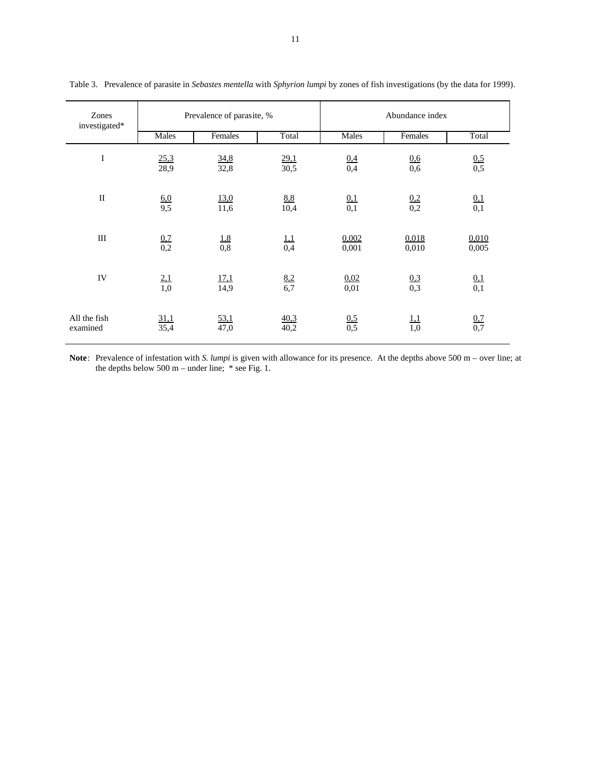Table 3. Prevalence of parasite in *Sebastes mentella* with *Sphyrion lumpi* by zones of fish investigations (by the data for 1999).

| Zones investigated* | Prevalence of parasite, % | | | Abundance index | | |
|---|---|---|---|---|---|---|
| | Males | Females | Total | Males | Females | Total |
| I | 25,3 / 28,9 | 34,8 / 32,8 | 29,1 / 30,5 | 0,4 / 0,4 | 0,6 / 0,6 | 0,5 / 0,5 |
| II | 6,0 / 9,5 | 13,0 / 11,6 | 8,8 / 10,4 | 0,1 / 0,1 | 0,2 / 0,2 | 0,1 / 0,1 |
| III | 0,7 / 0,2 | 1,8 / 0,8 | 1,1 / 0,4 | 0,002 / 0,001 | 0,018 / 0,010 | 0,010 / 0,005 |
| IV | 2,1 / 1,0 | 17,1 / 14,9 | 8,2 / 6,7 | 0,02 / 0,01 | 0,3 / 0,3 | 0,1 / 0,1 |
| All the fish examined | 31,1 / 35,4 | 53,1 / 47,0 | 40,3 / 40,2 | 0,5 / 0,5 | 1,1 / 1,0 | 0,7 / 0,7 |

**Note**: Prevalence of infestation with *S. lumpi* is given with allowance for its presence. At the depths above 500 m – over line; at the depths below 500 m – under line; * see Fig. 1.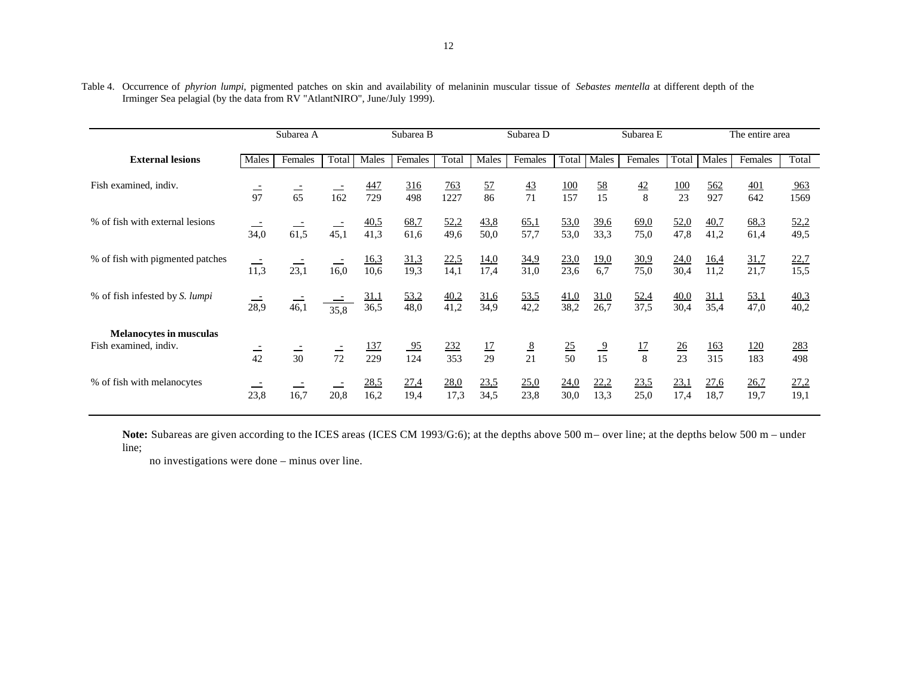Table 4. Occurrence of *phyrion lumpi*, pigmented patches on skin and availability of melaninin muscular tissue of *Sebastes mentella* at different depth of the Irminger Sea pelagial (by the data from RV "AtlantNIRO", June/July 1999).

| | Subarea A | | | Subarea B | | | Subarea D | | | Subarea E | | | The entire area | | |
|---|---|---|---|---|---|---|---|---|---|---|---|---|---|---|---|
| **External lesions** | Males | Females | Total | Males | Females | Total | Males | Females | Total | Males | Females | Total | Males | Females | Total |
| Fish examined, indiv. | -/97 | -/65 | -/162 | 447/729 | 316/498 | 763/1227 | 57/86 | 43/71 | 100/157 | 58/15 | 42/8 | 100/23 | 562/927 | 401/642 | 963/1569 |
| % of fish with external lesions | -/34,0 | -/61,5 | -/45,1 | 40,5/41,3 | 68,7/61,6 | 52,2/49,6 | 43,8/50,0 | 65,1/57,7 | 53,0/53,0 | 39,6/33,3 | 69,0/75,0 | 52,0/47,8 | 40,7/41,2 | 68,3/61,4 | 52,2/49,5 |
| % of fish with pigmented patches | -/11,3 | -/23,1 | -/16,0 | 16,3/10,6 | 31,3/19,3 | 22,5/14,1 | 14,0/17,4 | 34,9/31,0 | 23,0/23,6 | 19,0/6,7 | 30,9/75,0 | 24,0/30,4 | 16,4/11,2 | 31,7/21,7 | 22,7/15,5 |
| % of fish infested by *S. lumpi* | -/28,9 | -/46,1 | -/35,8 | 31,1/36,5 | 53,2/48,0 | 40,2/41,2 | 31,6/34,9 | 53,5/42,2 | 41,0/38,2 | 31,0/26,7 | 52,4/37,5 | 40,0/30,4 | 31,1/35,4 | 53,1/47,0 | 40,3/40,2 |
| **Melanocytes in musculas** | | | | | | | | | | | | | | | |
| Fish examined, indiv. | -/42 | -/30 | -/72 | 137/229 | 95/124 | 232/353 | 17/29 | 8/21 | 25/50 | 9/15 | 17/8 | 26/23 | 163/315 | 120/183 | 283/498 |
| % of fish with melanocytes | -/23,8 | -/16,7 | -/20,8 | 28,5/16,2 | 27,4/19,4 | 28,0/17,3 | 23,5/34,5 | 25,0/23,8 | 24,0/30,0 | 22,2/13,3 | 23,5/25,0 | 23,1/17,4 | 27,6/18,7 | 26,7/19,7 | 27,2/19,1 |

**Note:** Subareas are given according to the ICES areas (ICES CM 1993/G:6); at the depths above 500 m – over line; at the depths below 500 m – under line;

no investigations were done – minus over line.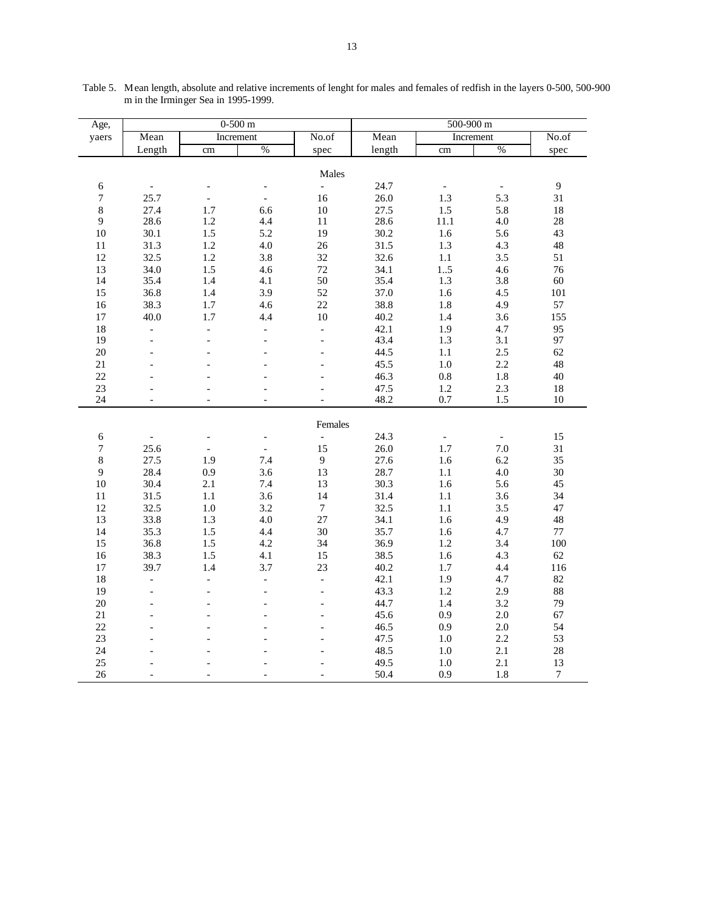Table 5. Mean length, absolute and relative increments of lenght for males and females of redfish in the layers 0-500, 500-900 m in the Irminger Sea in 1995-1999.

| Age, | 0-500 m | | | | 500-900 m | | | |
|---|---|---|---|---|---|---|---|---|
| yaers | Mean | Increment | | No.of | Mean | Increment | | No.of |
| | Length | cm | % | spec | length | cm | % | spec |
| | | | | Males | | | | |
| 6 | - | - | - | - | 24.7 | - | - | 9 |
| 7 | 25.7 | - | - | 16 | 26.0 | 1.3 | 5.3 | 31 |
| 8 | 27.4 | 1.7 | 6.6 | 10 | 27.5 | 1.5 | 5.8 | 18 |
| 9 | 28.6 | 1.2 | 4.4 | 11 | 28.6 | 11.1 | 4.0 | 28 |
| 10 | 30.1 | 1.5 | 5.2 | 19 | 30.2 | 1.6 | 5.6 | 43 |
| 11 | 31.3 | 1.2 | 4.0 | 26 | 31.5 | 1.3 | 4.3 | 48 |
| 12 | 32.5 | 1.2 | 3.8 | 32 | 32.6 | 1.1 | 3.5 | 51 |
| 13 | 34.0 | 1.5 | 4.6 | 72 | 34.1 | 1..5 | 4.6 | 76 |
| 14 | 35.4 | 1.4 | 4.1 | 50 | 35.4 | 1.3 | 3.8 | 60 |
| 15 | 36.8 | 1.4 | 3.9 | 52 | 37.0 | 1.6 | 4.5 | 101 |
| 16 | 38.3 | 1.7 | 4.6 | 22 | 38.8 | 1.8 | 4.9 | 57 |
| 17 | 40.0 | 1.7 | 4.4 | 10 | 40.2 | 1.4 | 3.6 | 155 |
| 18 | - | - | - | - | 42.1 | 1.9 | 4.7 | 95 |
| 19 | - | - | - | - | 43.4 | 1.3 | 3.1 | 97 |
| 20 | - | - | - | - | 44.5 | 1.1 | 2.5 | 62 |
| 21 | - | - | - | - | 45.5 | 1.0 | 2.2 | 48 |
| 22 | - | - | - | - | 46.3 | 0.8 | 1.8 | 40 |
| 23 | - | - | - | - | 47.5 | 1.2 | 2.3 | 18 |
| 24 | - | - | - | - | 48.2 | 0.7 | 1.5 | 10 |
| | | | | Females | | | | |
| 6 | - | - | - | - | 24.3 | - | - | 15 |
| 7 | 25.6 | - | - | 15 | 26.0 | 1.7 | 7.0 | 31 |
| 8 | 27.5 | 1.9 | 7.4 | 9 | 27.6 | 1.6 | 6.2 | 35 |
| 9 | 28.4 | 0.9 | 3.6 | 13 | 28.7 | 1.1 | 4.0 | 30 |
| 10 | 30.4 | 2.1 | 7.4 | 13 | 30.3 | 1.6 | 5.6 | 45 |
| 11 | 31.5 | 1.1 | 3.6 | 14 | 31.4 | 1.1 | 3.6 | 34 |
| 12 | 32.5 | 1.0 | 3.2 | 7 | 32.5 | 1.1 | 3.5 | 47 |
| 13 | 33.8 | 1.3 | 4.0 | 27 | 34.1 | 1.6 | 4.9 | 48 |
| 14 | 35.3 | 1.5 | 4.4 | 30 | 35.7 | 1.6 | 4.7 | 77 |
| 15 | 36.8 | 1.5 | 4.2 | 34 | 36.9 | 1.2 | 3.4 | 100 |
| 16 | 38.3 | 1.5 | 4.1 | 15 | 38.5 | 1.6 | 4.3 | 62 |
| 17 | 39.7 | 1.4 | 3.7 | 23 | 40.2 | 1.7 | 4.4 | 116 |
| 18 | - | - | - | - | 42.1 | 1.9 | 4.7 | 82 |
| 19 | - | - | - | - | 43.3 | 1.2 | 2.9 | 88 |
| 20 | - | - | - | - | 44.7 | 1.4 | 3.2 | 79 |
| 21 | - | - | - | - | 45.6 | 0.9 | 2.0 | 67 |
| 22 | - | - | - | - | 46.5 | 0.9 | 2.0 | 54 |
| 23 | - | - | - | - | 47.5 | 1.0 | 2.2 | 53 |
| 24 | - | - | - | - | 48.5 | 1.0 | 2.1 | 28 |
| 25 | - | - | - | - | 49.5 | 1.0 | 2.1 | 13 |
| 26 | - | - | - | - | 50.4 | 0.9 | 1.8 | 7 |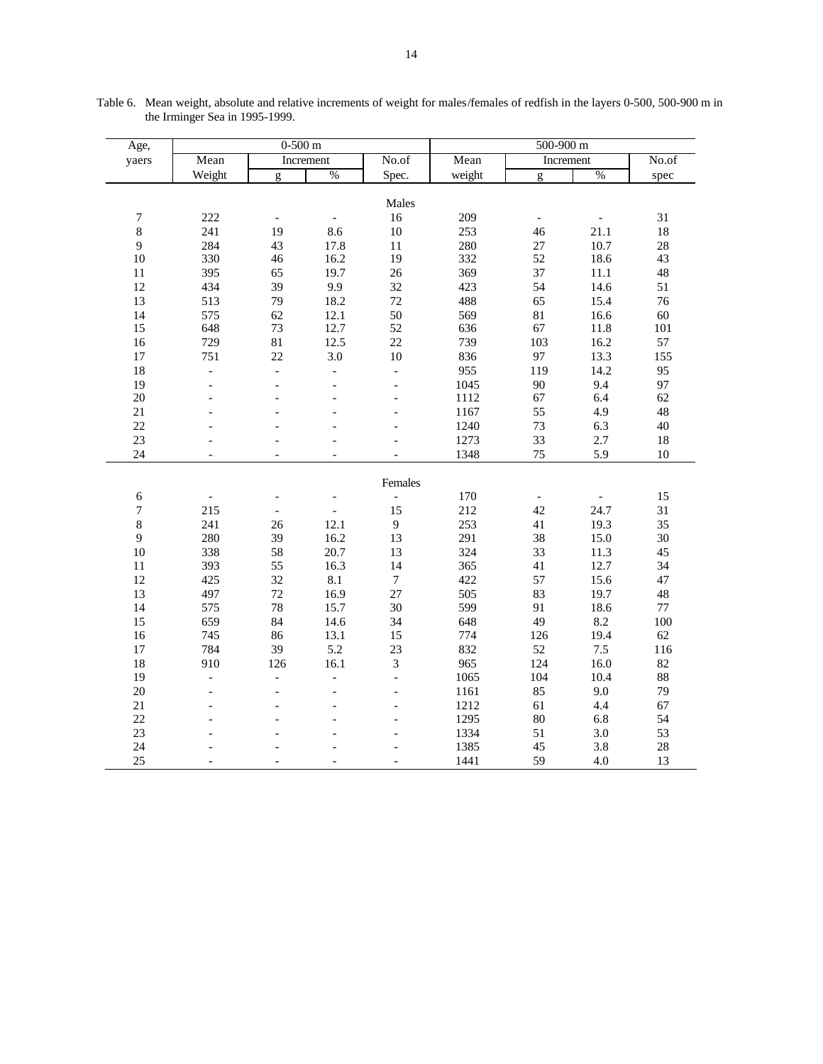Table 6. Mean weight, absolute and relative increments of weight for males/females of redfish in the layers 0-500, 500-900 m in the Irminger Sea in 1995-1999.

| Age, | 0-500 m | | | | 500-900 m | | | |
|---|---|---|---|---|---|---|---|---|
| yaers | Mean | Increment | | No.of | Mean | Increment | | No.of |
| | Weight | g | % | Spec. | weight | g | % | spec |
| | | | | Males | | | | |
| 7 | 222 | - | - | 16 | 209 | - | - | 31 |
| 8 | 241 | 19 | 8.6 | 10 | 253 | 46 | 21.1 | 18 |
| 9 | 284 | 43 | 17.8 | 11 | 280 | 27 | 10.7 | 28 |
| 10 | 330 | 46 | 16.2 | 19 | 332 | 52 | 18.6 | 43 |
| 11 | 395 | 65 | 19.7 | 26 | 369 | 37 | 11.1 | 48 |
| 12 | 434 | 39 | 9.9 | 32 | 423 | 54 | 14.6 | 51 |
| 13 | 513 | 79 | 18.2 | 72 | 488 | 65 | 15.4 | 76 |
| 14 | 575 | 62 | 12.1 | 50 | 569 | 81 | 16.6 | 60 |
| 15 | 648 | 73 | 12.7 | 52 | 636 | 67 | 11.8 | 101 |
| 16 | 729 | 81 | 12.5 | 22 | 739 | 103 | 16.2 | 57 |
| 17 | 751 | 22 | 3.0 | 10 | 836 | 97 | 13.3 | 155 |
| 18 | - | - | - | - | 955 | 119 | 14.2 | 95 |
| 19 | - | - | - | - | 1045 | 90 | 9.4 | 97 |
| 20 | - | - | - | - | 1112 | 67 | 6.4 | 62 |
| 21 | - | - | - | - | 1167 | 55 | 4.9 | 48 |
| 22 | - | - | - | - | 1240 | 73 | 6.3 | 40 |
| 23 | - | - | - | - | 1273 | 33 | 2.7 | 18 |
| 24 | - | - | - | - | 1348 | 75 | 5.9 | 10 |
| | | | | Females | | | | |
| 6 | - | - | - | - | 170 | - | - | 15 |
| 7 | 215 | - | - | 15 | 212 | 42 | 24.7 | 31 |
| 8 | 241 | 26 | 12.1 | 9 | 253 | 41 | 19.3 | 35 |
| 9 | 280 | 39 | 16.2 | 13 | 291 | 38 | 15.0 | 30 |
| 10 | 338 | 58 | 20.7 | 13 | 324 | 33 | 11.3 | 45 |
| 11 | 393 | 55 | 16.3 | 14 | 365 | 41 | 12.7 | 34 |
| 12 | 425 | 32 | 8.1 | 7 | 422 | 57 | 15.6 | 47 |
| 13 | 497 | 72 | 16.9 | 27 | 505 | 83 | 19.7 | 48 |
| 14 | 575 | 78 | 15.7 | 30 | 599 | 91 | 18.6 | 77 |
| 15 | 659 | 84 | 14.6 | 34 | 648 | 49 | 8.2 | 100 |
| 16 | 745 | 86 | 13.1 | 15 | 774 | 126 | 19.4 | 62 |
| 17 | 784 | 39 | 5.2 | 23 | 832 | 52 | 7.5 | 116 |
| 18 | 910 | 126 | 16.1 | 3 | 965 | 124 | 16.0 | 82 |
| 19 | - | - | - | - | 1065 | 104 | 10.4 | 88 |
| 20 | - | - | - | - | 1161 | 85 | 9.0 | 79 |
| 21 | - | - | - | - | 1212 | 61 | 4.4 | 67 |
| 22 | - | - | - | - | 1295 | 80 | 6.8 | 54 |
| 23 | - | - | - | - | 1334 | 51 | 3.0 | 53 |
| 24 | - | - | - | - | 1385 | 45 | 3.8 | 28 |
| 25 | - | - | - | - | 1441 | 59 | 4.0 | 13 |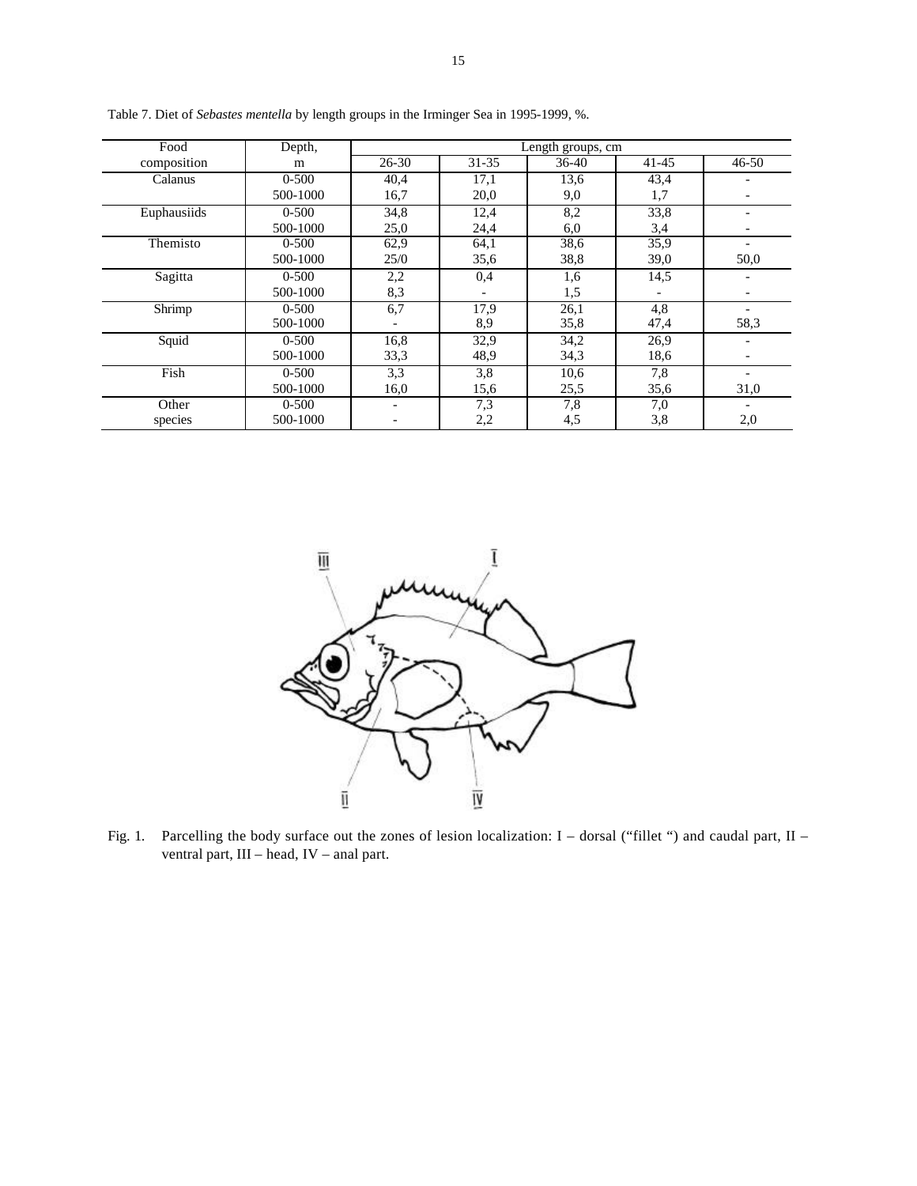Table 7. Diet of *Sebastes mentella* by length groups in the Irminger Sea in 1995-1999, %.

| Food composition | Depth, m | Length groups, cm | | | | |
|---|---|---|---|---|---|---|
| | | 26-30 | 31-35 | 36-40 | 41-45 | 46-50 |
| Calanus | 0-500 | 40,4 | 17,1 | 13,6 | 43,4 | - |
| | 500-1000 | 16,7 | 20,0 | 9,0 | 1,7 | - |
| Euphausiids | 0-500 | 34,8 | 12,4 | 8,2 | 33,8 | - |
| | 500-1000 | 25,0 | 24,4 | 6,0 | 3,4 | - |
| Themisto | 0-500 | 62,9 | 64,1 | 38,6 | 35,9 | - |
| | 500-1000 | 25/0 | 35,6 | 38,8 | 39,0 | 50,0 |
| Sagitta | 0-500 | 2,2 | 0,4 | 1,6 | 14,5 | - |
| | 500-1000 | 8,3 | - | 1,5 | - | - |
| Shrimp | 0-500 | 6,7 | 17,9 | 26,1 | 4,8 | - |
| | 500-1000 | - | 8,9 | 35,8 | 47,4 | 58,3 |
| Squid | 0-500 | 16,8 | 32,9 | 34,2 | 26,9 | - |
| | 500-1000 | 33,3 | 48,9 | 34,3 | 18,6 | - |
| Fish | 0-500 | 3,3 | 3,8 | 10,6 | 7,8 | - |
| | 500-1000 | 16,0 | 15,6 | 25,5 | 35,6 | 31,0 |
| Other species | 0-500 | - | 7,3 | 7,8 | 7,0 | - |
| | 500-1000 | - | 2,2 | 4,5 | 3,8 | 2,0 |

Fig. 1. Parcelling the body surface out the zones of lesion localization: I – dorsal ("fillet ") and caudal part, II – ventral part, III – head, IV – anal part.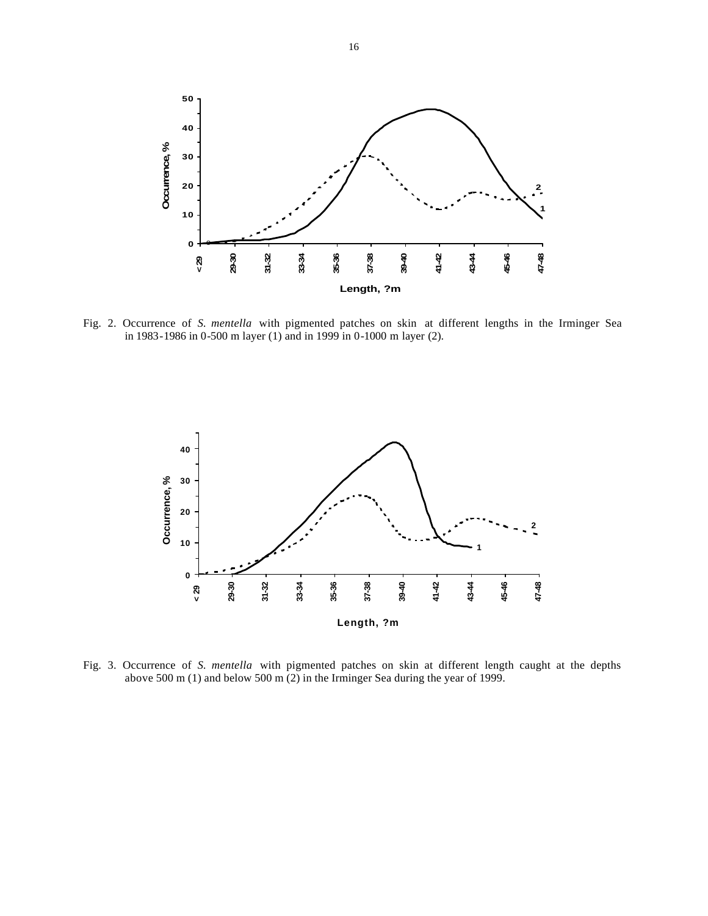Fig. 2. Occurrence of *S. mentella* with pigmented patches on skin at different lengths in the Irminger Sea in 1983-1986 in 0-500 m layer (1) and in 1999 in 0-1000 m layer (2).

Fig. 3. Occurrence of *S. mentella* with pigmented patches on skin at different length caught at the depths above 500 m (1) and below 500 m (2) in the Irminger Sea during the year of 1999.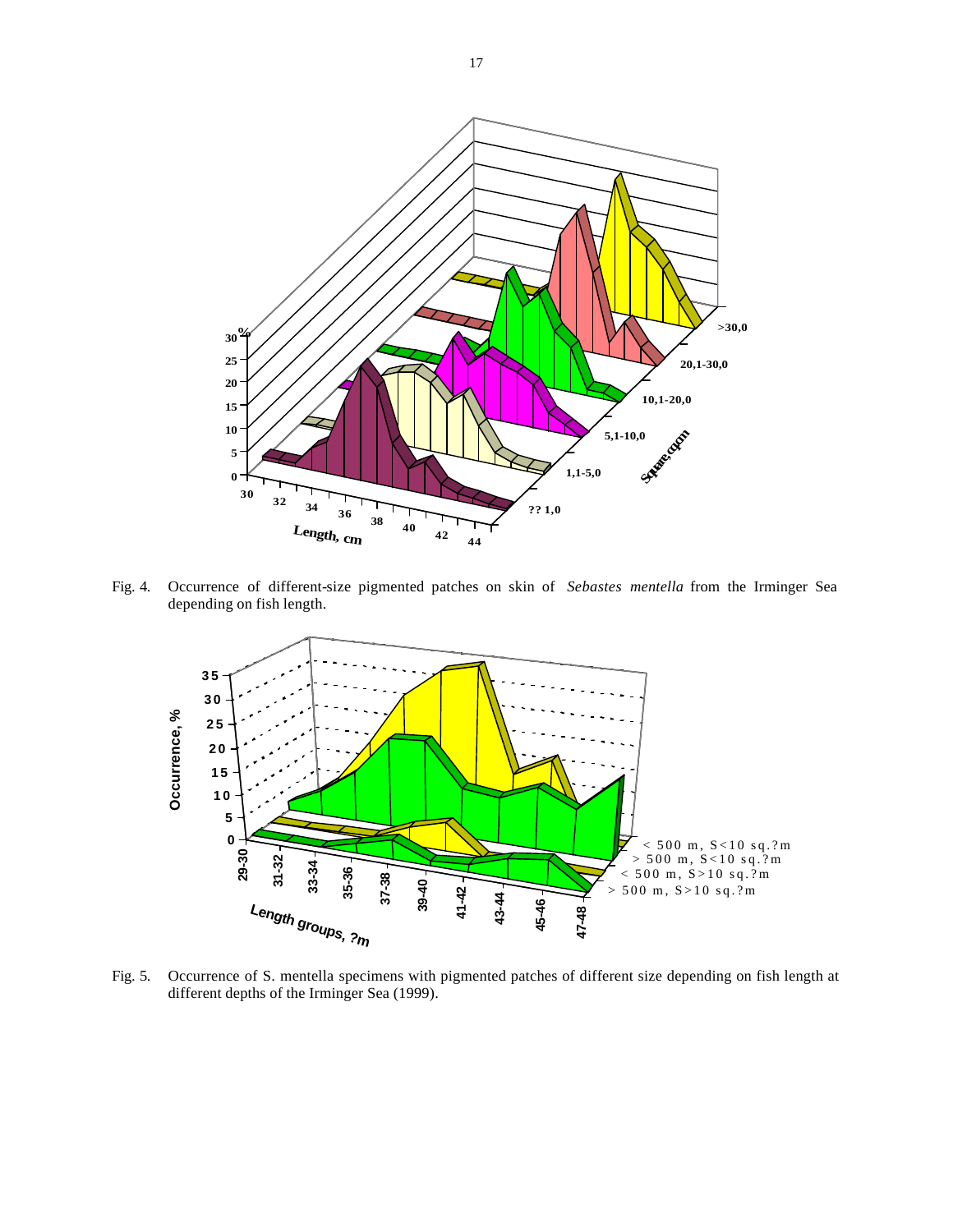Fig. 4. Occurrence of different-size pigmented patches on skin of *Sebastes mentella* from the Irminger Sea depending on fish length.

Fig. 5. Occurrence of S. mentella specimens with pigmented patches of different size depending on fish length at different depths of the Irminger Sea (1999).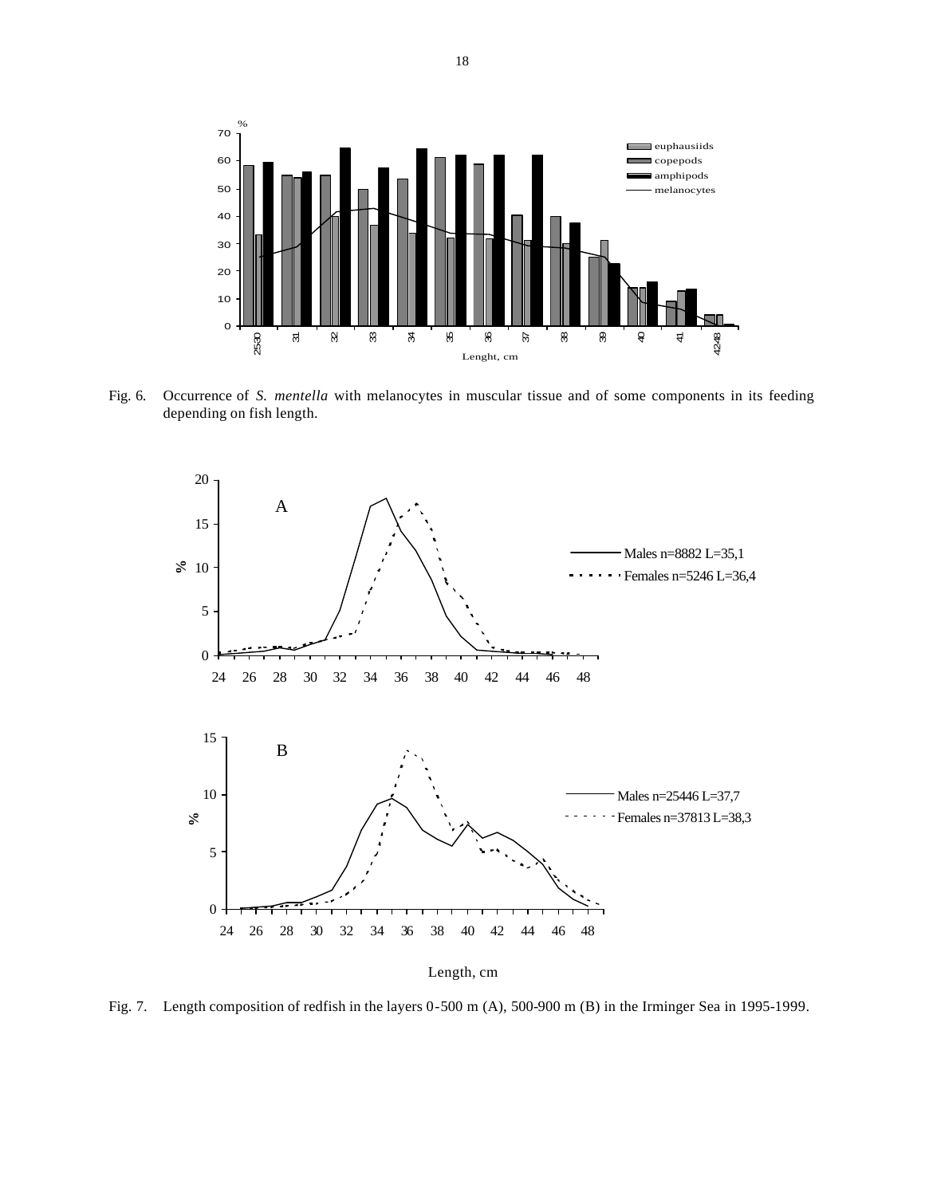Fig. 6. Occurrence of *S. mentella* with melanocytes in muscular tissue and of some components in its feeding depending on fish length.

Fig. 7. Length composition of redfish in the layers 0-500 m (A), 500-900 m (B) in the Irminger Sea in 1995-1999.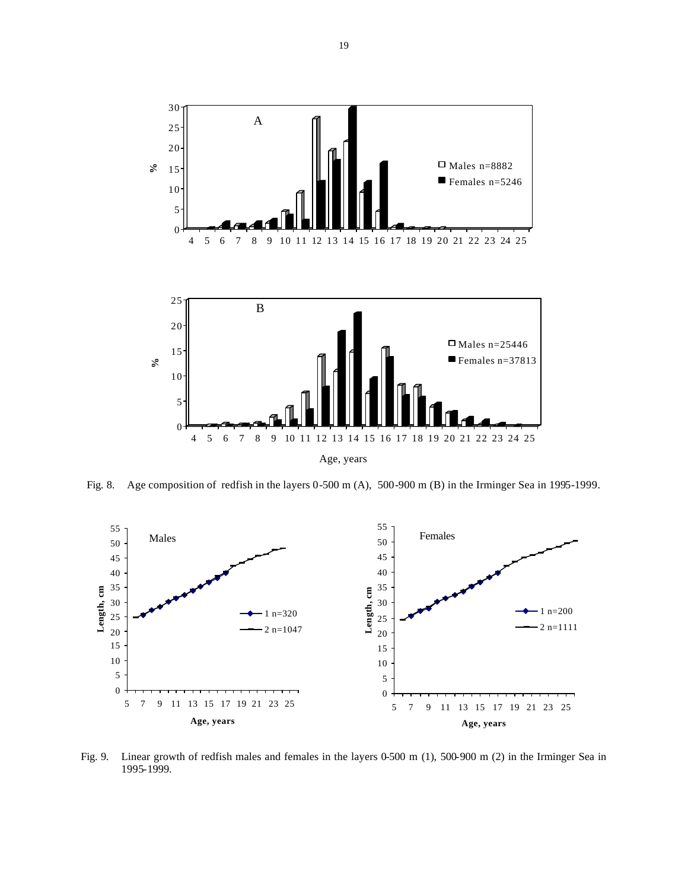Fig. 8. Age composition of redfish in the layers 0-500 m (A), 500-900 m (B) in the Irminger Sea in 1995-1999.

Fig. 9. Linear growth of redfish males and females in the layers 0-500 m (1), 500-900 m (2) in the Irminger Sea in 1995-1999.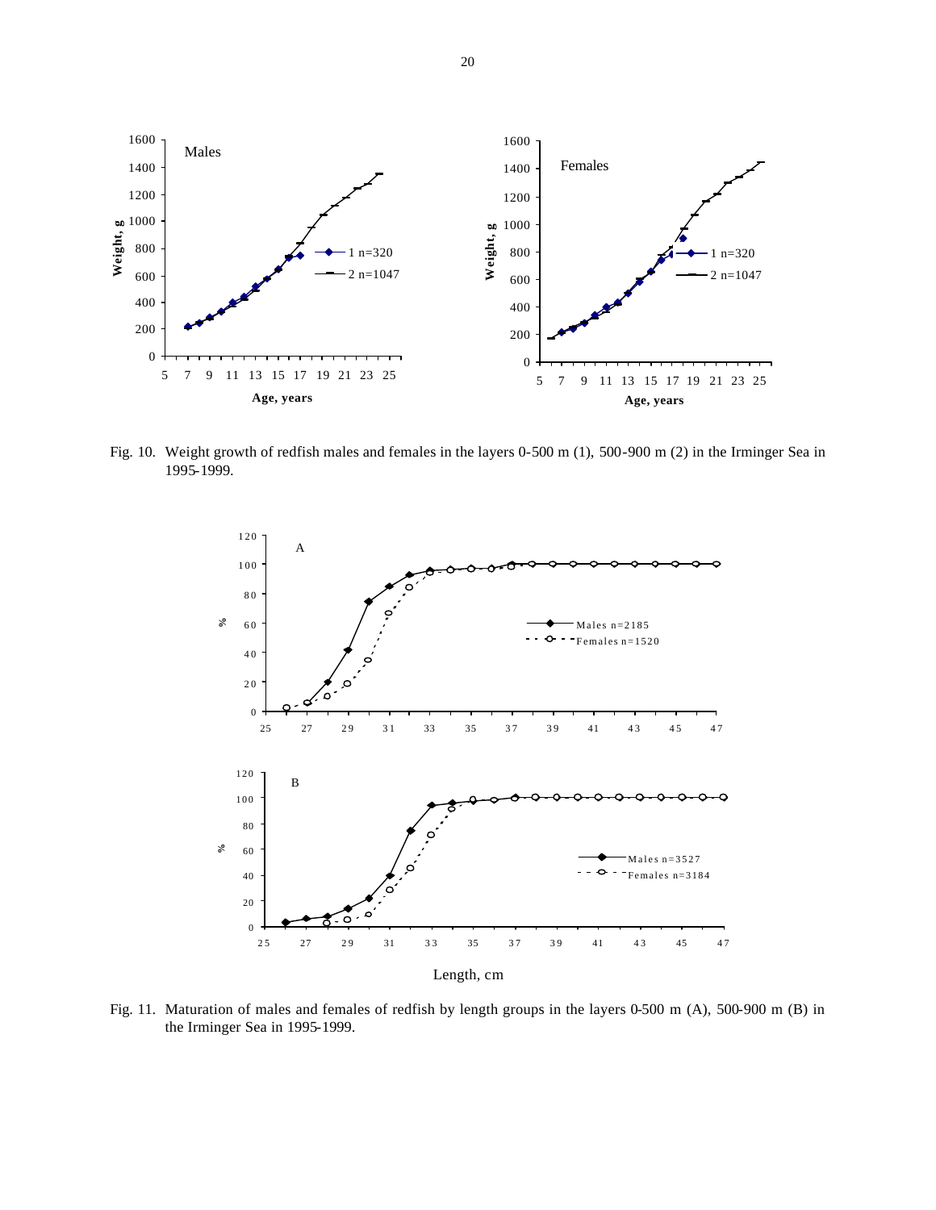Fig. 10. Weight growth of redfish males and females in the layers 0-500 m (1), 500-900 m (2) in the Irminger Sea in 1995-1999.

Fig. 11. Maturation of males and females of redfish by length groups in the layers 0-500 m (A), 500-900 m (B) in the Irminger Sea in 1995-1999.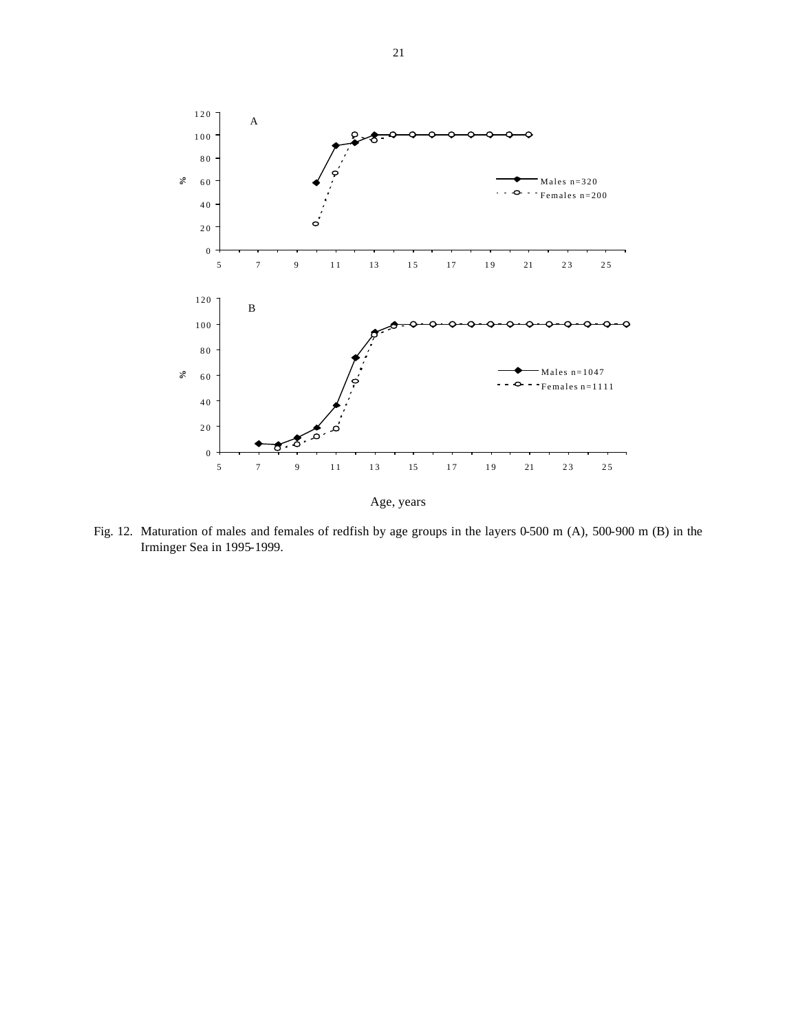A

120
100
80
60
40
20
0

%

5 7 9 11 13 15 17 19 21 23 25

Males n=320
Females n=200

B

120
100
80
60
40
20
0

%

5 7 9 11 13 15 17 19 21 23 25

Males n=1047
Females n=1111

Age, years

Fig. 12. Maturation of males and females of redfish by age groups in the layers 0-500 m (A), 500-900 m (B) in the Irminger Sea in 1995-1999.